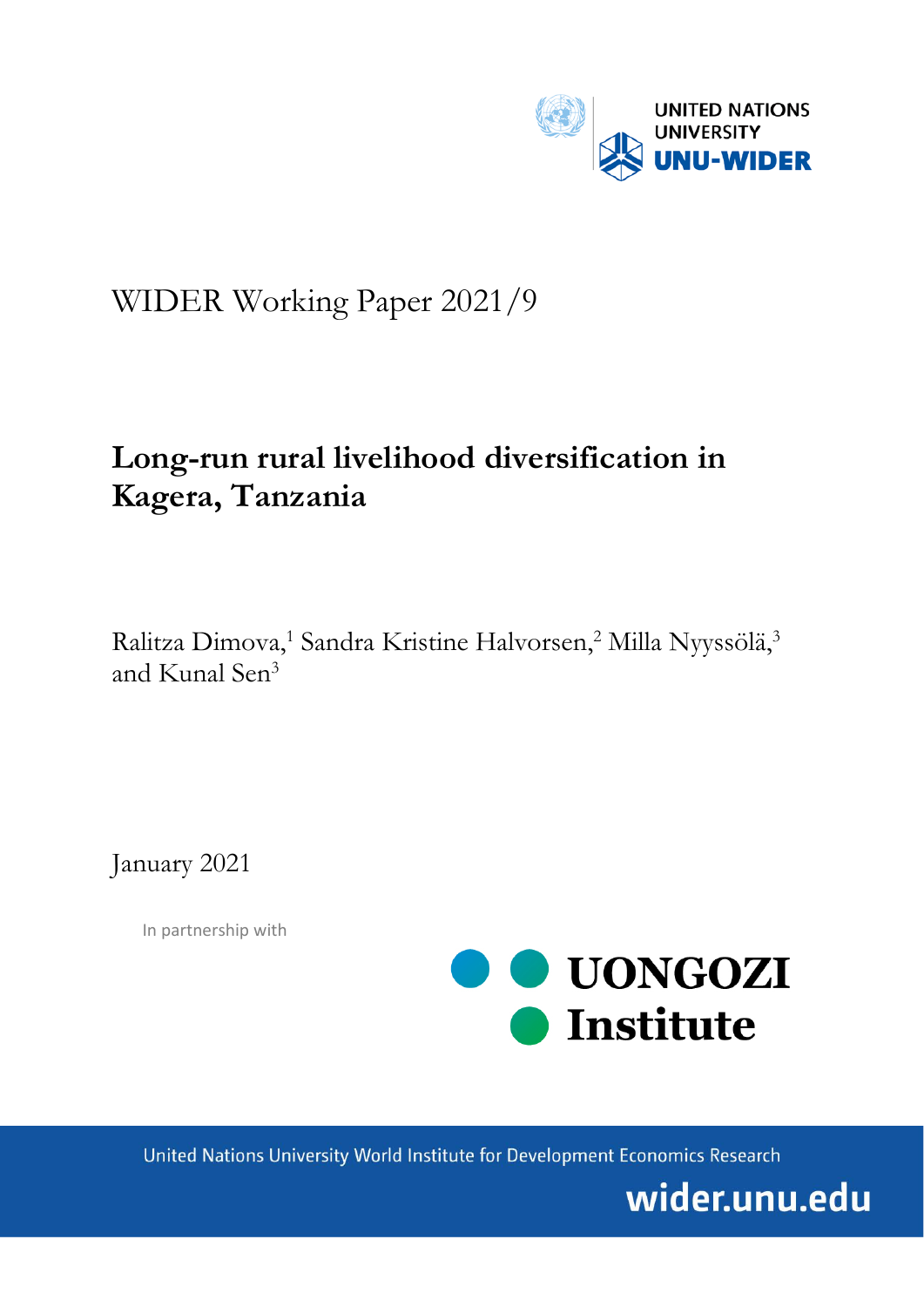UNITED NATIONS UNIVERSITY

UNU-WIDER

WIDER Working Paper 2021/9

# Long-run rural livelihood diversification in Kagera, Tanzania

Ralitza Dimova,[1] Sandra Kristine Halvorsen,[2] Milla Nyyssölä,[3] and Kunal Sen[3]

January 2021

In partnership with

UONGOZI Institute

United Nations University World Institute for Development Economics Research

wider.unu.edu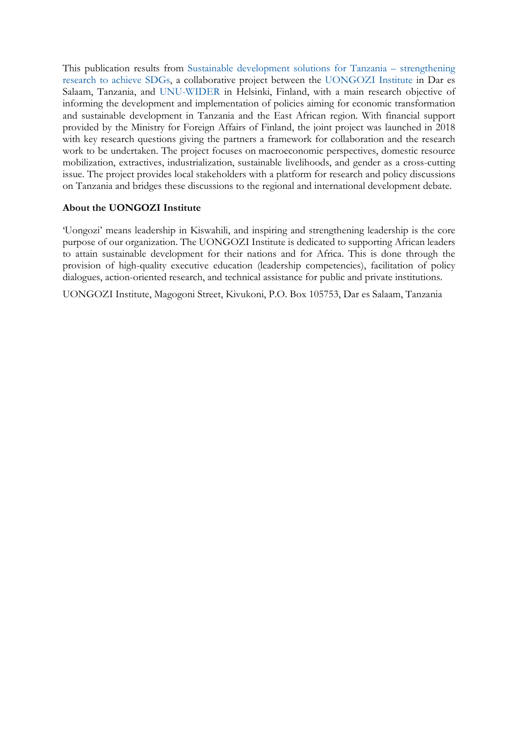This publication results from Sustainable development solutions for Tanzania – strengthening research to achieve SDGs, a collaborative project between the UONGOZI Institute in Dar es Salaam, Tanzania, and UNU-WIDER in Helsinki, Finland, with a main research objective of informing the development and implementation of policies aiming for economic transformation and sustainable development in Tanzania and the East African region. With financial support provided by the Ministry for Foreign Affairs of Finland, the joint project was launched in 2018 with key research questions giving the partners a framework for collaboration and the research work to be undertaken. The project focuses on macroeconomic perspectives, domestic resource mobilization, extractives, industrialization, sustainable livelihoods, and gender as a cross-cutting issue. The project provides local stakeholders with a platform for research and policy discussions on Tanzania and bridges these discussions to the regional and international development debate.

**About the UONGOZI Institute**

'Uongozi' means leadership in Kiswahili, and inspiring and strengthening leadership is the core purpose of our organization. The UONGOZI Institute is dedicated to supporting African leaders to attain sustainable development for their nations and for Africa. This is done through the provision of high-quality executive education (leadership competencies), facilitation of policy dialogues, action-oriented research, and technical assistance for public and private institutions.

UONGOZI Institute, Magogoni Street, Kivukoni, P.O. Box 105753, Dar es Salaam, Tanzania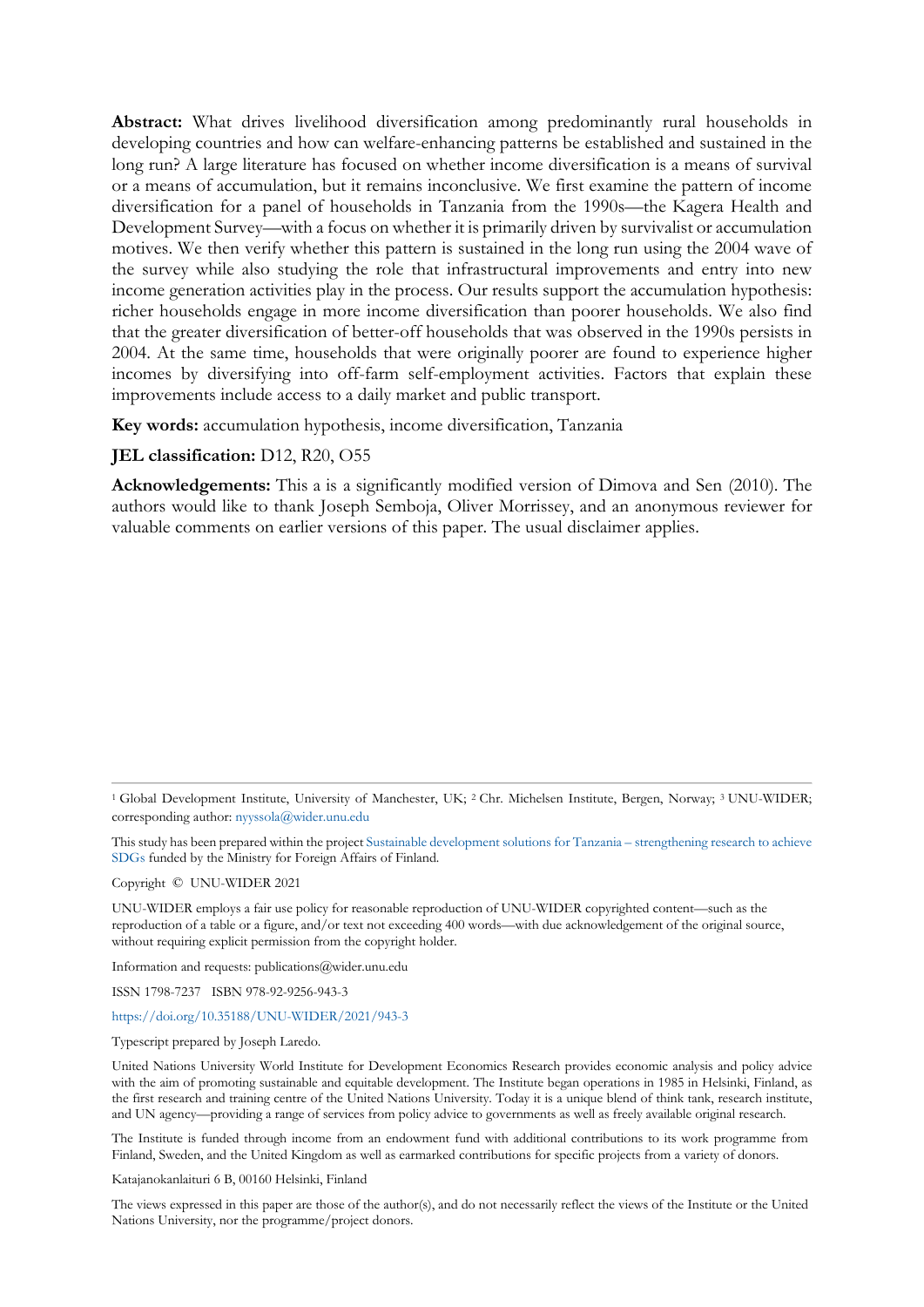**Abstract:** What drives livelihood diversification among predominantly rural households in developing countries and how can welfare-enhancing patterns be established and sustained in the long run? A large literature has focused on whether income diversification is a means of survival or a means of accumulation, but it remains inconclusive. We first examine the pattern of income diversification for a panel of households in Tanzania from the 1990s—the Kagera Health and Development Survey—with a focus on whether it is primarily driven by survivalist or accumulation motives. We then verify whether this pattern is sustained in the long run using the 2004 wave of the survey while also studying the role that infrastructural improvements and entry into new income generation activities play in the process. Our results support the accumulation hypothesis: richer households engage in more income diversification than poorer households. We also find that the greater diversification of better-off households that was observed in the 1990s persists in 2004. At the same time, households that were originally poorer are found to experience higher incomes by diversifying into off-farm self-employment activities. Factors that explain these improvements include access to a daily market and public transport.

**Key words:** accumulation hypothesis, income diversification, Tanzania

**JEL classification:** D12, R20, O55

**Acknowledgements:** This a is a significantly modified version of Dimova and Sen (2010). The authors would like to thank Joseph Semboja, Oliver Morrissey, and an anonymous reviewer for valuable comments on earlier versions of this paper. The usual disclaimer applies.

---

[1] Global Development Institute, University of Manchester, UK; [2] Chr. Michelsen Institute, Bergen, Norway; [3] UNU-WIDER; corresponding author: nyyssola@wider.unu.edu

This study has been prepared within the project Sustainable development solutions for Tanzania – strengthening research to achieve SDGs funded by the Ministry for Foreign Affairs of Finland.

Copyright © UNU-WIDER 2021

UNU-WIDER employs a fair use policy for reasonable reproduction of UNU-WIDER copyrighted content—such as the reproduction of a table or a figure, and/or text not exceeding 400 words—with due acknowledgement of the original source, without requiring explicit permission from the copyright holder.

Information and requests: publications@wider.unu.edu

ISSN 1798-7237 ISBN 978-92-9256-943-3

https://doi.org/10.35188/UNU-WIDER/2021/943-3

Typescript prepared by Joseph Laredo.

United Nations University World Institute for Development Economics Research provides economic analysis and policy advice with the aim of promoting sustainable and equitable development. The Institute began operations in 1985 in Helsinki, Finland, as the first research and training centre of the United Nations University. Today it is a unique blend of think tank, research institute, and UN agency—providing a range of services from policy advice to governments as well as freely available original research.

The Institute is funded through income from an endowment fund with additional contributions to its work programme from Finland, Sweden, and the United Kingdom as well as earmarked contributions for specific projects from a variety of donors.

Katajanokanlaituri 6 B, 00160 Helsinki, Finland

The views expressed in this paper are those of the author(s), and do not necessarily reflect the views of the Institute or the United Nations University, nor the programme/project donors.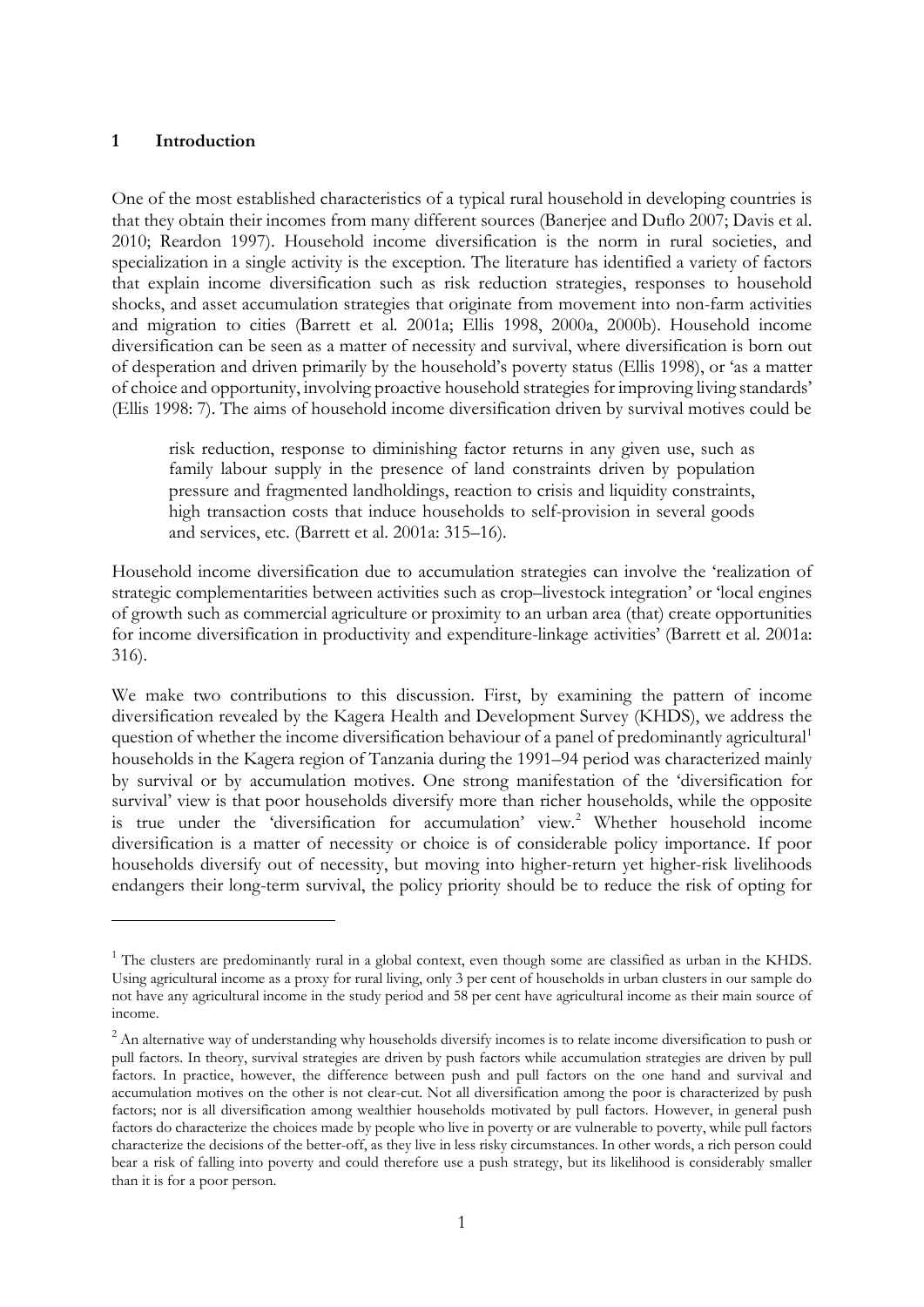## 1 Introduction

One of the most established characteristics of a typical rural household in developing countries is that they obtain their incomes from many different sources (Banerjee and Duflo 2007; Davis et al. 2010; Reardon 1997). Household income diversification is the norm in rural societies, and specialization in a single activity is the exception. The literature has identified a variety of factors that explain income diversification such as risk reduction strategies, responses to household shocks, and asset accumulation strategies that originate from movement into non-farm activities and migration to cities (Barrett et al. 2001a; Ellis 1998, 2000a, 2000b). Household income diversification can be seen as a matter of necessity and survival, where diversification is born out of desperation and driven primarily by the household's poverty status (Ellis 1998), or 'as a matter of choice and opportunity, involving proactive household strategies for improving living standards' (Ellis 1998: 7). The aims of household income diversification driven by survival motives could be

> risk reduction, response to diminishing factor returns in any given use, such as family labour supply in the presence of land constraints driven by population pressure and fragmented landholdings, reaction to crisis and liquidity constraints, high transaction costs that induce households to self-provision in several goods and services, etc. (Barrett et al. 2001a: 315–16).

Household income diversification due to accumulation strategies can involve the 'realization of strategic complementarities between activities such as crop–livestock integration' or 'local engines of growth such as commercial agriculture or proximity to an urban area (that) create opportunities for income diversification in productivity and expenditure-linkage activities' (Barrett et al. 2001a: 316).

We make two contributions to this discussion. First, by examining the pattern of income diversification revealed by the Kagera Health and Development Survey (KHDS), we address the question of whether the income diversification behaviour of a panel of predominantly agricultural[1] households in the Kagera region of Tanzania during the 1991–94 period was characterized mainly by survival or by accumulation motives. One strong manifestation of the 'diversification for survival' view is that poor households diversify more than richer households, while the opposite is true under the 'diversification for accumulation' view.[2] Whether household income diversification is a matter of necessity or choice is of considerable policy importance. If poor households diversify out of necessity, but moving into higher-return yet higher-risk livelihoods endangers their long-term survival, the policy priority should be to reduce the risk of opting for

---

[1] The clusters are predominantly rural in a global context, even though some are classified as urban in the KHDS. Using agricultural income as a proxy for rural living, only 3 per cent of households in urban clusters in our sample do not have any agricultural income in the study period and 58 per cent have agricultural income as their main source of income.

[2] An alternative way of understanding why households diversify incomes is to relate income diversification to push or pull factors. In theory, survival strategies are driven by push factors while accumulation strategies are driven by pull factors. In practice, however, the difference between push and pull factors on the one hand and survival and accumulation motives on the other is not clear-cut. Not all diversification among the poor is characterized by push factors; nor is all diversification among wealthier households motivated by pull factors. However, in general push factors do characterize the choices made by people who live in poverty or are vulnerable to poverty, while pull factors characterize the decisions of the better-off, as they live in less risky circumstances. In other words, a rich person could bear a risk of falling into poverty and could therefore use a push strategy, but its likelihood is considerably smaller than it is for a poor person.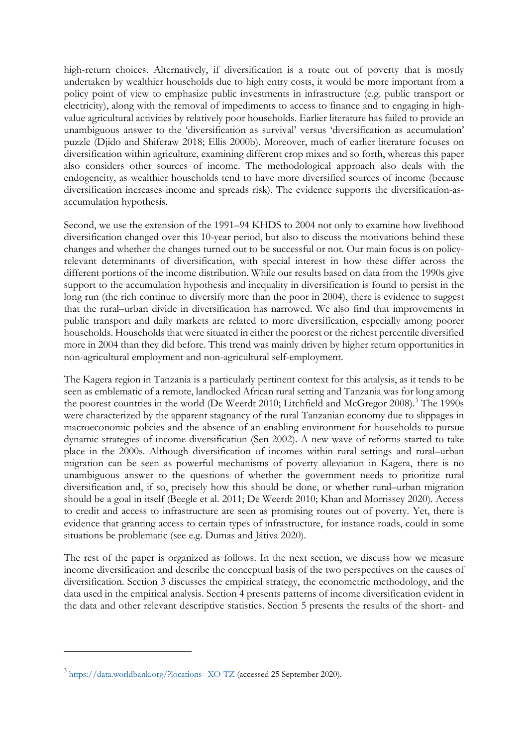high-return choices. Alternatively, if diversification is a route out of poverty that is mostly undertaken by wealthier households due to high entry costs, it would be more important from a policy point of view to emphasize public investments in infrastructure (e.g. public transport or electricity), along with the removal of impediments to access to finance and to engaging in high-value agricultural activities by relatively poor households. Earlier literature has failed to provide an unambiguous answer to the 'diversification as survival' versus 'diversification as accumulation' puzzle (Djido and Shiferaw 2018; Ellis 2000b). Moreover, much of earlier literature focuses on diversification within agriculture, examining different crop mixes and so forth, whereas this paper also considers other sources of income. The methodological approach also deals with the endogeneity, as wealthier households tend to have more diversified sources of income (because diversification increases income and spreads risk). The evidence supports the diversification-as-accumulation hypothesis.

Second, we use the extension of the 1991–94 KHDS to 2004 not only to examine how livelihood diversification changed over this 10-year period, but also to discuss the motivations behind these changes and whether the changes turned out to be successful or not. Our main focus is on policy-relevant determinants of diversification, with special interest in how these differ across the different portions of the income distribution. While our results based on data from the 1990s give support to the accumulation hypothesis and inequality in diversification is found to persist in the long run (the rich continue to diversify more than the poor in 2004), there is evidence to suggest that the rural–urban divide in diversification has narrowed. We also find that improvements in public transport and daily markets are related to more diversification, especially among poorer households. Households that were situated in either the poorest or the richest percentile diversified more in 2004 than they did before. This trend was mainly driven by higher return opportunities in non-agricultural employment and non-agricultural self-employment.

The Kagera region in Tanzania is a particularly pertinent context for this analysis, as it tends to be seen as emblematic of a remote, landlocked African rural setting and Tanzania was for long among the poorest countries in the world (De Weerdt 2010; Litchfield and McGregor 2008).[3] The 1990s were characterized by the apparent stagnancy of the rural Tanzanian economy due to slippages in macroeconomic policies and the absence of an enabling environment for households to pursue dynamic strategies of income diversification (Sen 2002). A new wave of reforms started to take place in the 2000s. Although diversification of incomes within rural settings and rural–urban migration can be seen as powerful mechanisms of poverty alleviation in Kagera, there is no unambiguous answer to the questions of whether the government needs to prioritize rural diversification and, if so, precisely how this should be done, or whether rural–urban migration should be a goal in itself (Beegle et al. 2011; De Weerdt 2010; Khan and Morrissey 2020). Access to credit and access to infrastructure are seen as promising routes out of poverty. Yet, there is evidence that granting access to certain types of infrastructure, for instance roads, could in some situations be problematic (see e.g. Dumas and Játiva 2020).

The rest of the paper is organized as follows. In the next section, we discuss how we measure income diversification and describe the conceptual basis of the two perspectives on the causes of diversification. Section 3 discusses the empirical strategy, the econometric methodology, and the data used in the empirical analysis. Section 4 presents patterns of income diversification evident in the data and other relevant descriptive statistics. Section 5 presents the results of the short- and

[3] https://data.worldbank.org/?locations=XO-TZ (accessed 25 September 2020).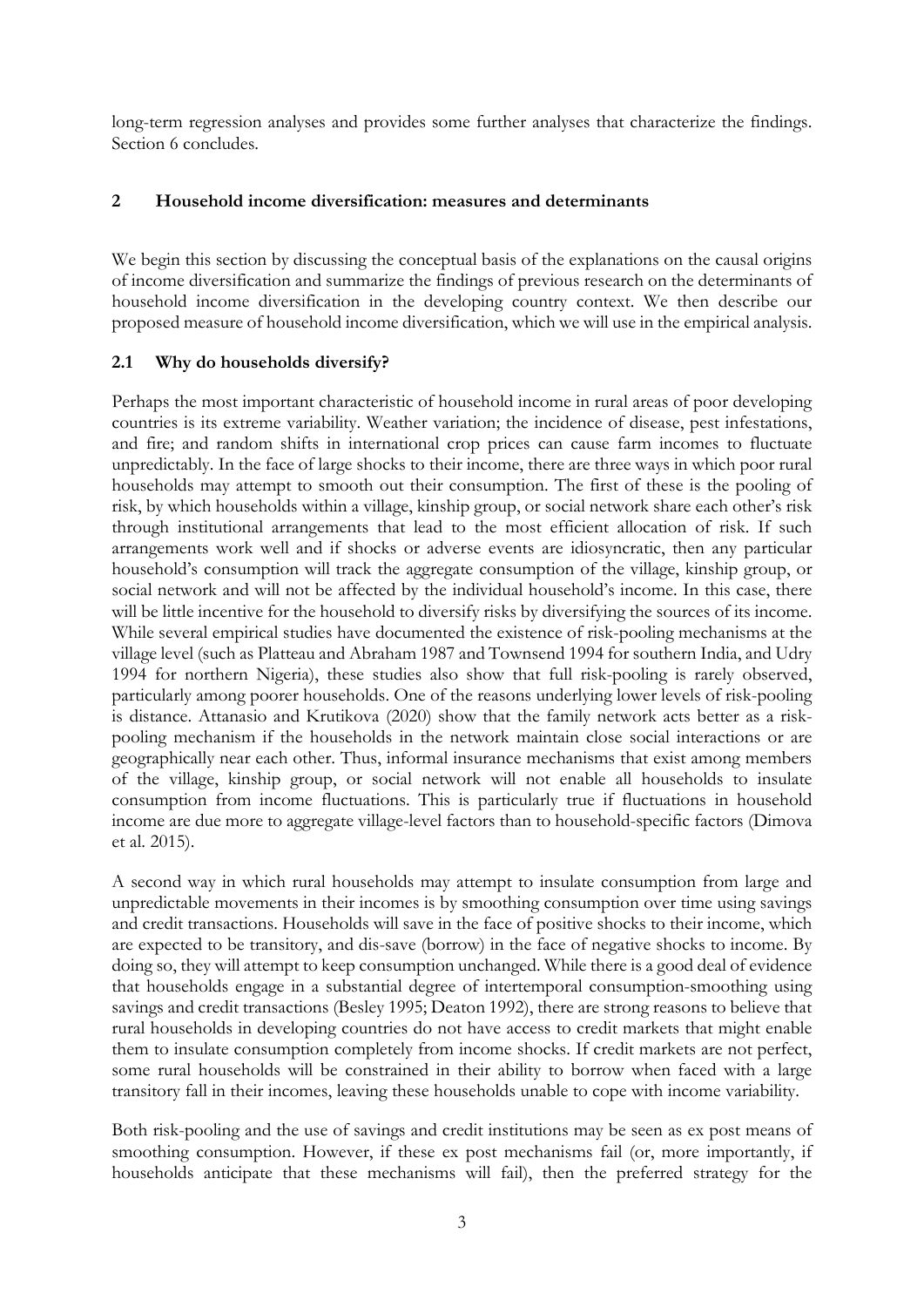long-term regression analyses and provides some further analyses that characterize the findings. Section 6 concludes.

## 2 Household income diversification: measures and determinants

We begin this section by discussing the conceptual basis of the explanations on the causal origins of income diversification and summarize the findings of previous research on the determinants of household income diversification in the developing country context. We then describe our proposed measure of household income diversification, which we will use in the empirical analysis.

### 2.1 Why do households diversify?

Perhaps the most important characteristic of household income in rural areas of poor developing countries is its extreme variability. Weather variation; the incidence of disease, pest infestations, and fire; and random shifts in international crop prices can cause farm incomes to fluctuate unpredictably. In the face of large shocks to their income, there are three ways in which poor rural households may attempt to smooth out their consumption. The first of these is the pooling of risk, by which households within a village, kinship group, or social network share each other's risk through institutional arrangements that lead to the most efficient allocation of risk. If such arrangements work well and if shocks or adverse events are idiosyncratic, then any particular household's consumption will track the aggregate consumption of the village, kinship group, or social network and will not be affected by the individual household's income. In this case, there will be little incentive for the household to diversify risks by diversifying the sources of its income. While several empirical studies have documented the existence of risk-pooling mechanisms at the village level (such as Platteau and Abraham 1987 and Townsend 1994 for southern India, and Udry 1994 for northern Nigeria), these studies also show that full risk-pooling is rarely observed, particularly among poorer households. One of the reasons underlying lower levels of risk-pooling is distance. Attanasio and Krutikova (2020) show that the family network acts better as a risk-pooling mechanism if the households in the network maintain close social interactions or are geographically near each other. Thus, informal insurance mechanisms that exist among members of the village, kinship group, or social network will not enable all households to insulate consumption from income fluctuations. This is particularly true if fluctuations in household income are due more to aggregate village-level factors than to household-specific factors (Dimova et al. 2015).

A second way in which rural households may attempt to insulate consumption from large and unpredictable movements in their incomes is by smoothing consumption over time using savings and credit transactions. Households will save in the face of positive shocks to their income, which are expected to be transitory, and dis-save (borrow) in the face of negative shocks to income. By doing so, they will attempt to keep consumption unchanged. While there is a good deal of evidence that households engage in a substantial degree of intertemporal consumption-smoothing using savings and credit transactions (Besley 1995; Deaton 1992), there are strong reasons to believe that rural households in developing countries do not have access to credit markets that might enable them to insulate consumption completely from income shocks. If credit markets are not perfect, some rural households will be constrained in their ability to borrow when faced with a large transitory fall in their incomes, leaving these households unable to cope with income variability.

Both risk-pooling and the use of savings and credit institutions may be seen as ex post means of smoothing consumption. However, if these ex post mechanisms fail (or, more importantly, if households anticipate that these mechanisms will fail), then the preferred strategy for the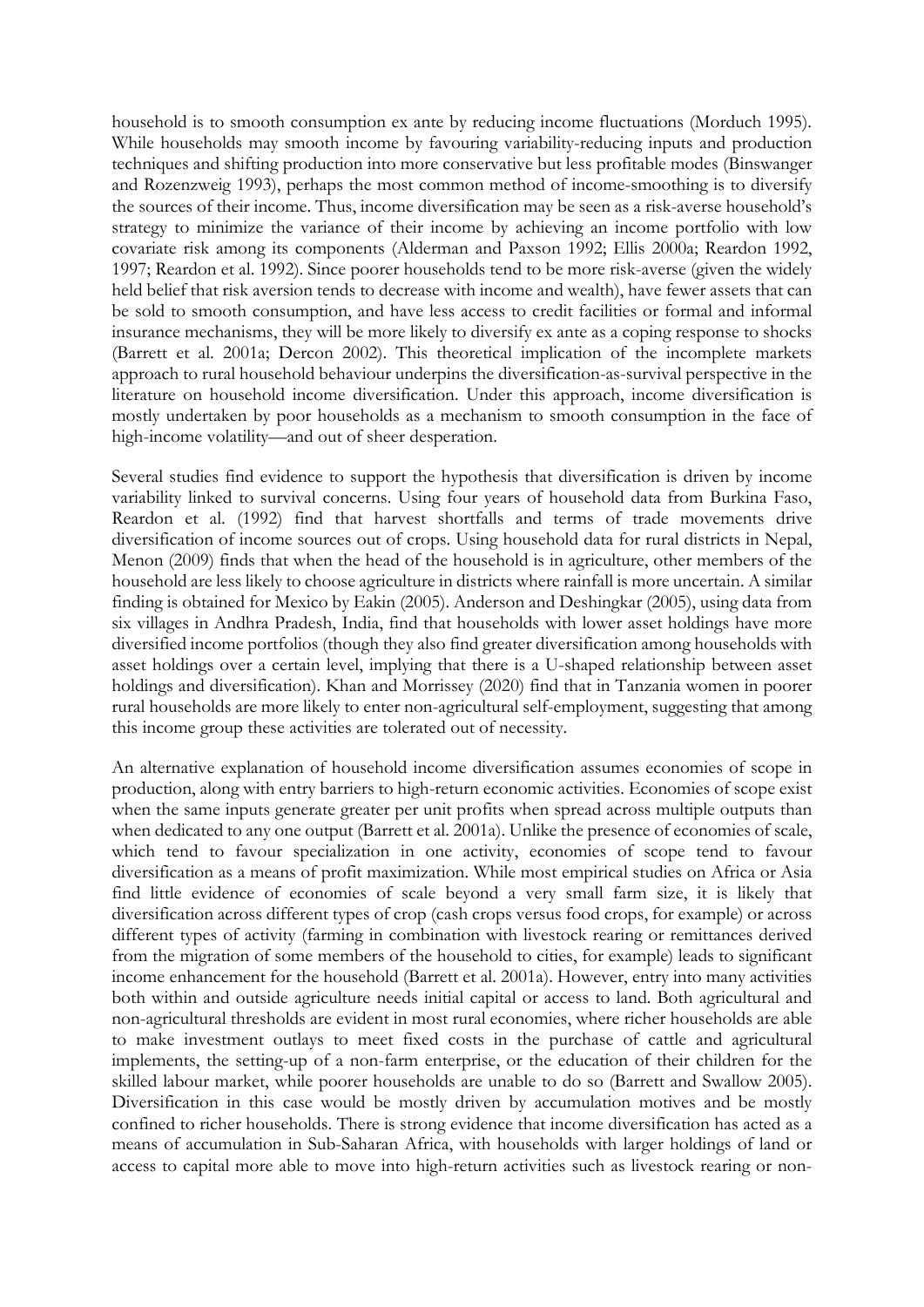household is to smooth consumption ex ante by reducing income fluctuations (Morduch 1995). While households may smooth income by favouring variability-reducing inputs and production techniques and shifting production into more conservative but less profitable modes (Binswanger and Rozenzweig 1993), perhaps the most common method of income-smoothing is to diversify the sources of their income. Thus, income diversification may be seen as a risk-averse household's strategy to minimize the variance of their income by achieving an income portfolio with low covariate risk among its components (Alderman and Paxson 1992; Ellis 2000a; Reardon 1992, 1997; Reardon et al. 1992). Since poorer households tend to be more risk-averse (given the widely held belief that risk aversion tends to decrease with income and wealth), have fewer assets that can be sold to smooth consumption, and have less access to credit facilities or formal and informal insurance mechanisms, they will be more likely to diversify ex ante as a coping response to shocks (Barrett et al. 2001a; Dercon 2002). This theoretical implication of the incomplete markets approach to rural household behaviour underpins the diversification-as-survival perspective in the literature on household income diversification. Under this approach, income diversification is mostly undertaken by poor households as a mechanism to smooth consumption in the face of high-income volatility—and out of sheer desperation.

Several studies find evidence to support the hypothesis that diversification is driven by income variability linked to survival concerns. Using four years of household data from Burkina Faso, Reardon et al. (1992) find that harvest shortfalls and terms of trade movements drive diversification of income sources out of crops. Using household data for rural districts in Nepal, Menon (2009) finds that when the head of the household is in agriculture, other members of the household are less likely to choose agriculture in districts where rainfall is more uncertain. A similar finding is obtained for Mexico by Eakin (2005). Anderson and Deshingkar (2005), using data from six villages in Andhra Pradesh, India, find that households with lower asset holdings have more diversified income portfolios (though they also find greater diversification among households with asset holdings over a certain level, implying that there is a U-shaped relationship between asset holdings and diversification). Khan and Morrissey (2020) find that in Tanzania women in poorer rural households are more likely to enter non-agricultural self-employment, suggesting that among this income group these activities are tolerated out of necessity.

An alternative explanation of household income diversification assumes economies of scope in production, along with entry barriers to high-return economic activities. Economies of scope exist when the same inputs generate greater per unit profits when spread across multiple outputs than when dedicated to any one output (Barrett et al. 2001a). Unlike the presence of economies of scale, which tend to favour specialization in one activity, economies of scope tend to favour diversification as a means of profit maximization. While most empirical studies on Africa or Asia find little evidence of economies of scale beyond a very small farm size, it is likely that diversification across different types of crop (cash crops versus food crops, for example) or across different types of activity (farming in combination with livestock rearing or remittances derived from the migration of some members of the household to cities, for example) leads to significant income enhancement for the household (Barrett et al. 2001a). However, entry into many activities both within and outside agriculture needs initial capital or access to land. Both agricultural and non-agricultural thresholds are evident in most rural economies, where richer households are able to make investment outlays to meet fixed costs in the purchase of cattle and agricultural implements, the setting-up of a non-farm enterprise, or the education of their children for the skilled labour market, while poorer households are unable to do so (Barrett and Swallow 2005). Diversification in this case would be mostly driven by accumulation motives and be mostly confined to richer households. There is strong evidence that income diversification has acted as a means of accumulation in Sub-Saharan Africa, with households with larger holdings of land or access to capital more able to move into high-return activities such as livestock rearing or non-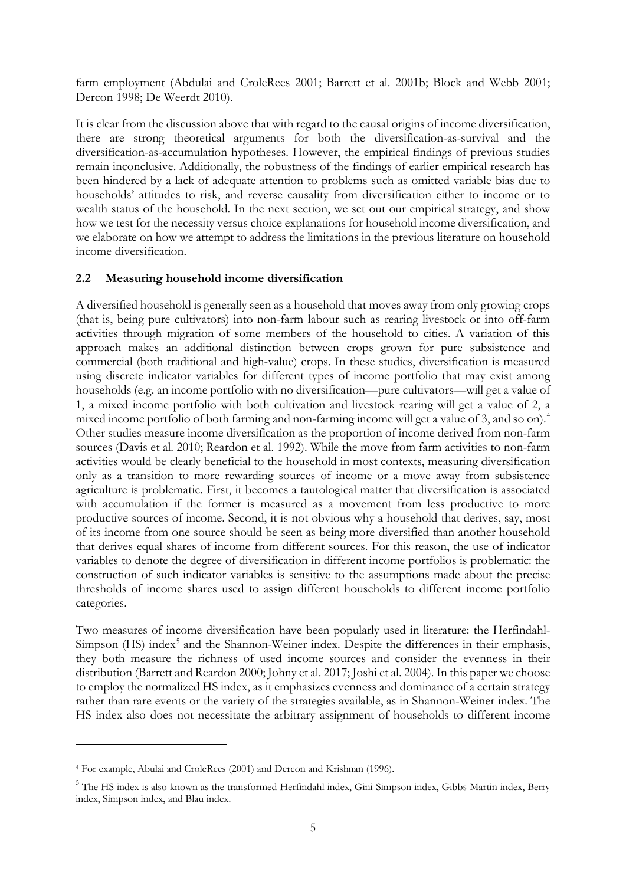farm employment (Abdulai and CroleRees 2001; Barrett et al. 2001b; Block and Webb 2001; Dercon 1998; De Weerdt 2010).

It is clear from the discussion above that with regard to the causal origins of income diversification, there are strong theoretical arguments for both the diversification-as-survival and the diversification-as-accumulation hypotheses. However, the empirical findings of previous studies remain inconclusive. Additionally, the robustness of the findings of earlier empirical research has been hindered by a lack of adequate attention to problems such as omitted variable bias due to households' attitudes to risk, and reverse causality from diversification either to income or to wealth status of the household. In the next section, we set out our empirical strategy, and show how we test for the necessity versus choice explanations for household income diversification, and we elaborate on how we attempt to address the limitations in the previous literature on household income diversification.

## 2.2 Measuring household income diversification

A diversified household is generally seen as a household that moves away from only growing crops (that is, being pure cultivators) into non-farm labour such as rearing livestock or into off-farm activities through migration of some members of the household to cities. A variation of this approach makes an additional distinction between crops grown for pure subsistence and commercial (both traditional and high-value) crops. In these studies, diversification is measured using discrete indicator variables for different types of income portfolio that may exist among households (e.g. an income portfolio with no diversification—pure cultivators—will get a value of 1, a mixed income portfolio with both cultivation and livestock rearing will get a value of 2, a mixed income portfolio of both farming and non-farming income will get a value of 3, and so on).[4] Other studies measure income diversification as the proportion of income derived from non-farm sources (Davis et al. 2010; Reardon et al. 1992). While the move from farm activities to non-farm activities would be clearly beneficial to the household in most contexts, measuring diversification only as a transition to more rewarding sources of income or a move away from subsistence agriculture is problematic. First, it becomes a tautological matter that diversification is associated with accumulation if the former is measured as a movement from less productive to more productive sources of income. Second, it is not obvious why a household that derives, say, most of its income from one source should be seen as being more diversified than another household that derives equal shares of income from different sources. For this reason, the use of indicator variables to denote the degree of diversification in different income portfolios is problematic: the construction of such indicator variables is sensitive to the assumptions made about the precise thresholds of income shares used to assign different households to different income portfolio categories.

Two measures of income diversification have been popularly used in literature: the Herfindahl-Simpson (HS) index[5] and the Shannon-Weiner index. Despite the differences in their emphasis, they both measure the richness of used income sources and consider the evenness in their distribution (Barrett and Reardon 2000; Johny et al. 2017; Joshi et al. 2004). In this paper we choose to employ the normalized HS index, as it emphasizes evenness and dominance of a certain strategy rather than rare events or the variety of the strategies available, as in Shannon-Weiner index. The HS index also does not necessitate the arbitrary assignment of households to different income

[4] For example, Abulai and CroleRees (2001) and Dercon and Krishnan (1996).

[5] The HS index is also known as the transformed Herfindahl index, Gini-Simpson index, Gibbs-Martin index, Berry index, Simpson index, and Blau index.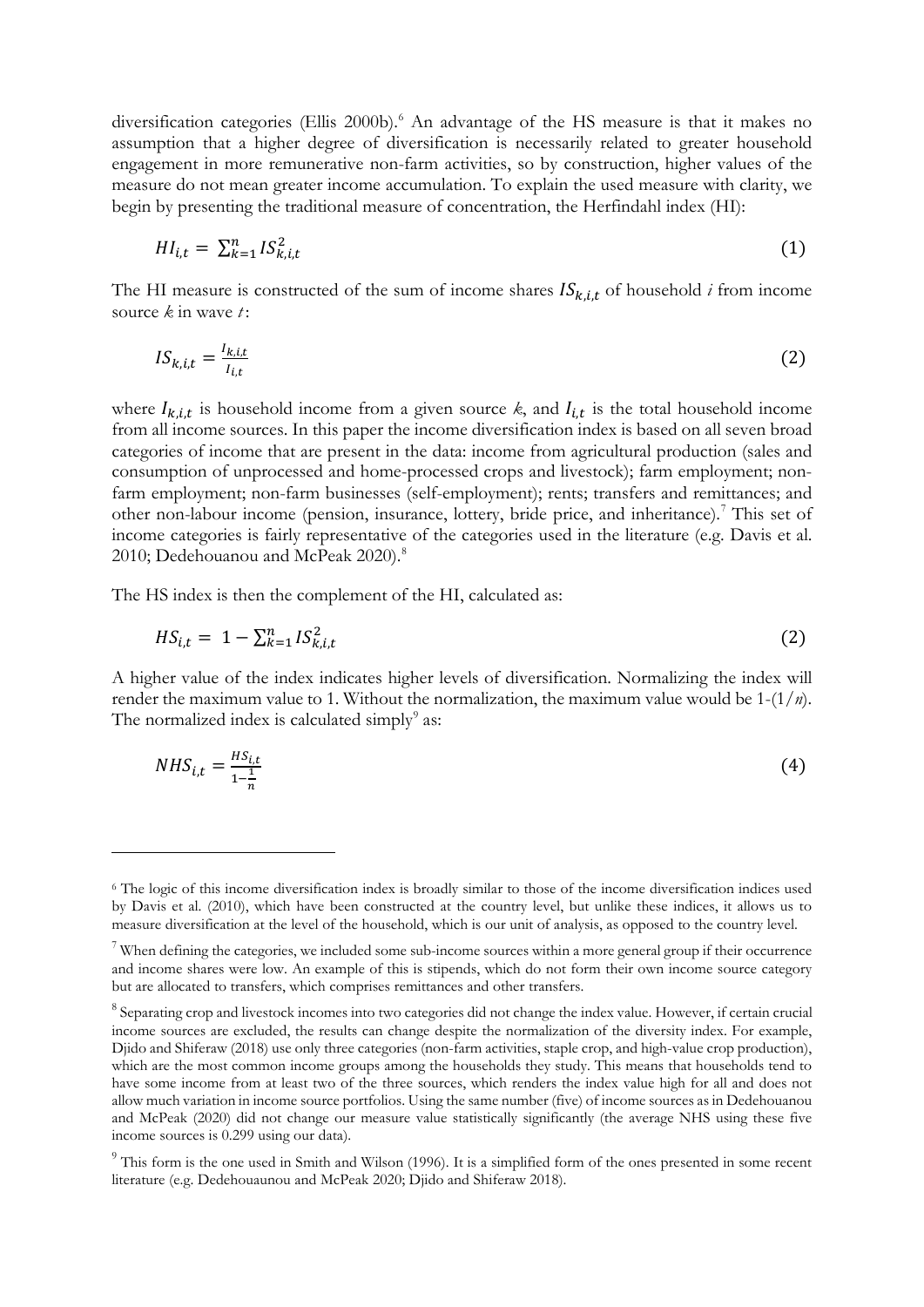diversification categories (Ellis 2000b).[6] An advantage of the HS measure is that it makes no assumption that a higher degree of diversification is necessarily related to greater household engagement in more remunerative non-farm activities, so by construction, higher values of the measure do not mean greater income accumulation. To explain the used measure with clarity, we begin by presenting the traditional measure of concentration, the Herfindahl index (HI):

$$HI_{i,t} = \sum_{k=1}^{n} IS_{k,i,t}^{2} \tag{1}$$

The HI measure is constructed of the sum of income shares $IS_{k,i,t}$ of household *i* from income source *k* in wave *t*:

$$IS_{k,i,t} = \frac{I_{k,i,t}}{I_{i,t}} \tag{2}$$

where $I_{k,i,t}$ is household income from a given source *k*, and $I_{i,t}$ is the total household income from all income sources. In this paper the income diversification index is based on all seven broad categories of income that are present in the data: income from agricultural production (sales and consumption of unprocessed and home-processed crops and livestock); farm employment; non-farm employment; non-farm businesses (self-employment); rents; transfers and remittances; and other non-labour income (pension, insurance, lottery, bride price, and inheritance).[7] This set of income categories is fairly representative of the categories used in the literature (e.g. Davis et al. 2010; Dedehouanou and McPeak 2020).[8]

The HS index is then the complement of the HI, calculated as:

$$HS_{i,t} = 1 - \sum_{k=1}^{n} IS_{k,i,t}^{2} \tag{2}$$

A higher value of the index indicates higher levels of diversification. Normalizing the index will render the maximum value to 1. Without the normalization, the maximum value would be 1-(1/*n*). The normalized index is calculated simply[9] as:

$$NHS_{i,t} = \frac{HS_{i,t}}{1-\frac{1}{n}} \tag{4}$$

[6] The logic of this income diversification index is broadly similar to those of the income diversification indices used by Davis et al. (2010), which have been constructed at the country level, but unlike these indices, it allows us to measure diversification at the level of the household, which is our unit of analysis, as opposed to the country level.

[7] When defining the categories, we included some sub-income sources within a more general group if their occurrence and income shares were low. An example of this is stipends, which do not form their own income source category but are allocated to transfers, which comprises remittances and other transfers.

[8] Separating crop and livestock incomes into two categories did not change the index value. However, if certain crucial income sources are excluded, the results can change despite the normalization of the diversity index. For example, Djido and Shiferaw (2018) use only three categories (non-farm activities, staple crop, and high-value crop production), which are the most common income groups among the households they study. This means that households tend to have some income from at least two of the three sources, which renders the index value high for all and does not allow much variation in income source portfolios. Using the same number (five) of income sources as in Dedehouanou and McPeak (2020) did not change our measure value statistically significantly (the average NHS using these five income sources is 0.299 using our data).

[9] This form is the one used in Smith and Wilson (1996). It is a simplified form of the ones presented in some recent literature (e.g. Dedehouaunou and McPeak 2020; Djido and Shiferaw 2018).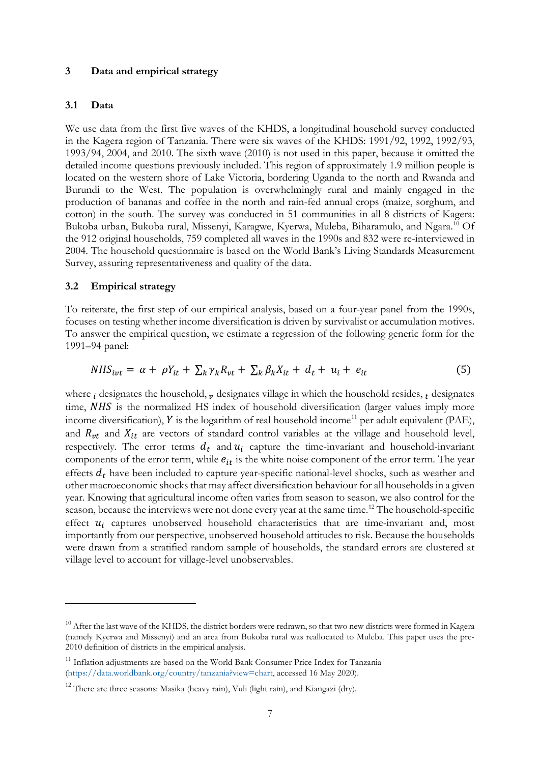## 3 Data and empirical strategy

### 3.1 Data

We use data from the first five waves of the KHDS, a longitudinal household survey conducted in the Kagera region of Tanzania. There were six waves of the KHDS: 1991/92, 1992, 1992/93, 1993/94, 2004, and 2010. The sixth wave (2010) is not used in this paper, because it omitted the detailed income questions previously included. This region of approximately 1.9 million people is located on the western shore of Lake Victoria, bordering Uganda to the north and Rwanda and Burundi to the West. The population is overwhelmingly rural and mainly engaged in the production of bananas and coffee in the north and rain-fed annual crops (maize, sorghum, and cotton) in the south. The survey was conducted in 51 communities in all 8 districts of Kagera: Bukoba urban, Bukoba rural, Missenyi, Karagwe, Kyerwa, Muleba, Biharamulo, and Ngara.[10] Of the 912 original households, 759 completed all waves in the 1990s and 832 were re-interviewed in 2004. The household questionnaire is based on the World Bank's Living Standards Measurement Survey, assuring representativeness and quality of the data.

### 3.2 Empirical strategy

To reiterate, the first step of our empirical analysis, based on a four-year panel from the 1990s, focuses on testing whether income diversification is driven by survivalist or accumulation motives. To answer the empirical question, we estimate a regression of the following generic form for the 1991–94 panel:

$$NHS_{ivt} = \alpha + \rho Y_{it} + \sum_k \gamma_k R_{vt} + \sum_k \beta_k X_{it} + d_t + u_i + e_{it} \tag{5}$$

where $i$ designates the household, $v$ designates village in which the household resides, $t$ designates time, $NHS$ is the normalized HS index of household diversification (larger values imply more income diversification), $Y$ is the logarithm of real household income[11] per adult equivalent (PAE), and $R_{vt}$ and $X_{it}$ are vectors of standard control variables at the village and household level, respectively. The error terms $d_t$ and $u_i$ capture the time-invariant and household-invariant components of the error term, while $e_{it}$ is the white noise component of the error term. The year effects $d_t$ have been included to capture year-specific national-level shocks, such as weather and other macroeconomic shocks that may affect diversification behaviour for all households in a given year. Knowing that agricultural income often varies from season to season, we also control for the season, because the interviews were not done every year at the same time.[12] The household-specific effect $u_i$ captures unobserved household characteristics that are time-invariant and, most importantly from our perspective, unobserved household attitudes to risk. Because the households were drawn from a stratified random sample of households, the standard errors are clustered at village level to account for village-level unobservables.

---

[10] After the last wave of the KHDS, the district borders were redrawn, so that two new districts were formed in Kagera (namely Kyerwa and Missenyi) and an area from Bukoba rural was reallocated to Muleba. This paper uses the pre-2010 definition of districts in the empirical analysis.

[11] Inflation adjustments are based on the World Bank Consumer Price Index for Tanzania (https://data.worldbank.org/country/tanzania?view=chart, accessed 16 May 2020).

[12] There are three seasons: Masika (heavy rain), Vuli (light rain), and Kiangazi (dry).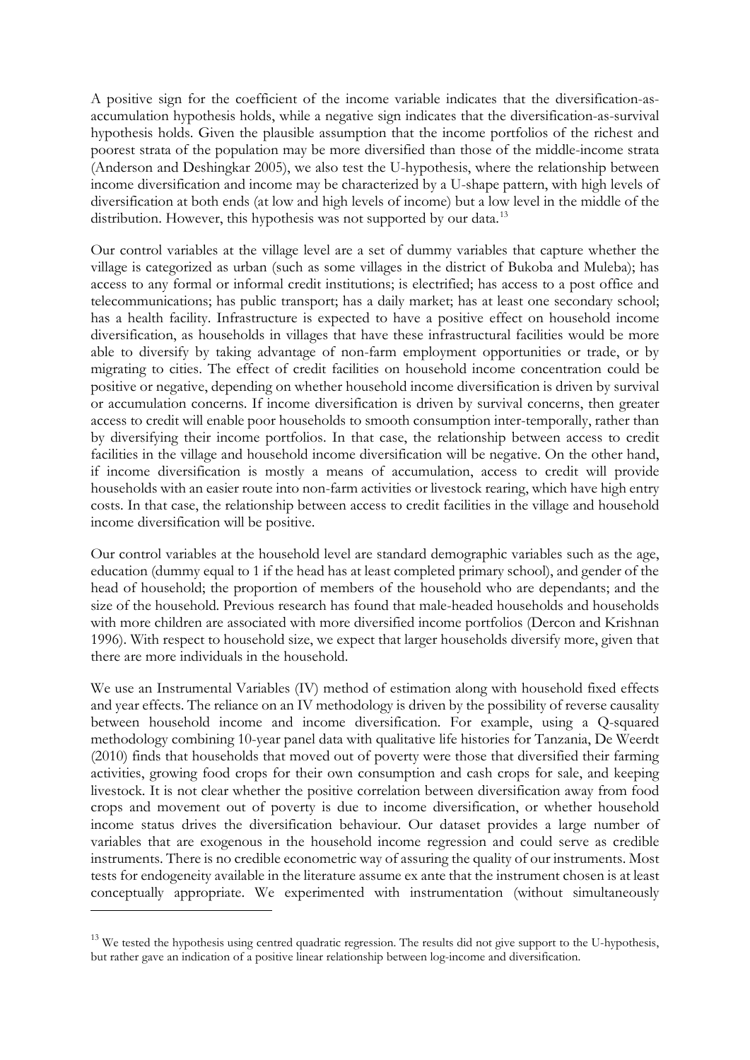A positive sign for the coefficient of the income variable indicates that the diversification-as-accumulation hypothesis holds, while a negative sign indicates that the diversification-as-survival hypothesis holds. Given the plausible assumption that the income portfolios of the richest and poorest strata of the population may be more diversified than those of the middle-income strata (Anderson and Deshingkar 2005), we also test the U-hypothesis, where the relationship between income diversification and income may be characterized by a U-shape pattern, with high levels of diversification at both ends (at low and high levels of income) but a low level in the middle of the distribution. However, this hypothesis was not supported by our data.[13]

Our control variables at the village level are a set of dummy variables that capture whether the village is categorized as urban (such as some villages in the district of Bukoba and Muleba); has access to any formal or informal credit institutions; is electrified; has access to a post office and telecommunications; has public transport; has a daily market; has at least one secondary school; has a health facility. Infrastructure is expected to have a positive effect on household income diversification, as households in villages that have these infrastructural facilities would be more able to diversify by taking advantage of non-farm employment opportunities or trade, or by migrating to cities. The effect of credit facilities on household income concentration could be positive or negative, depending on whether household income diversification is driven by survival or accumulation concerns. If income diversification is driven by survival concerns, then greater access to credit will enable poor households to smooth consumption inter-temporally, rather than by diversifying their income portfolios. In that case, the relationship between access to credit facilities in the village and household income diversification will be negative. On the other hand, if income diversification is mostly a means of accumulation, access to credit will provide households with an easier route into non-farm activities or livestock rearing, which have high entry costs. In that case, the relationship between access to credit facilities in the village and household income diversification will be positive.

Our control variables at the household level are standard demographic variables such as the age, education (dummy equal to 1 if the head has at least completed primary school), and gender of the head of household; the proportion of members of the household who are dependants; and the size of the household. Previous research has found that male-headed households and households with more children are associated with more diversified income portfolios (Dercon and Krishnan 1996). With respect to household size, we expect that larger households diversify more, given that there are more individuals in the household.

We use an Instrumental Variables (IV) method of estimation along with household fixed effects and year effects. The reliance on an IV methodology is driven by the possibility of reverse causality between household income and income diversification. For example, using a Q-squared methodology combining 10-year panel data with qualitative life histories for Tanzania, De Weerdt (2010) finds that households that moved out of poverty were those that diversified their farming activities, growing food crops for their own consumption and cash crops for sale, and keeping livestock. It is not clear whether the positive correlation between diversification away from food crops and movement out of poverty is due to income diversification, or whether household income status drives the diversification behaviour. Our dataset provides a large number of variables that are exogenous in the household income regression and could serve as credible instruments. There is no credible econometric way of assuring the quality of our instruments. Most tests for endogeneity available in the literature assume ex ante that the instrument chosen is at least conceptually appropriate. We experimented with instrumentation (without simultaneously

---

[13] We tested the hypothesis using centred quadratic regression. The results did not give support to the U-hypothesis, but rather gave an indication of a positive linear relationship between log-income and diversification.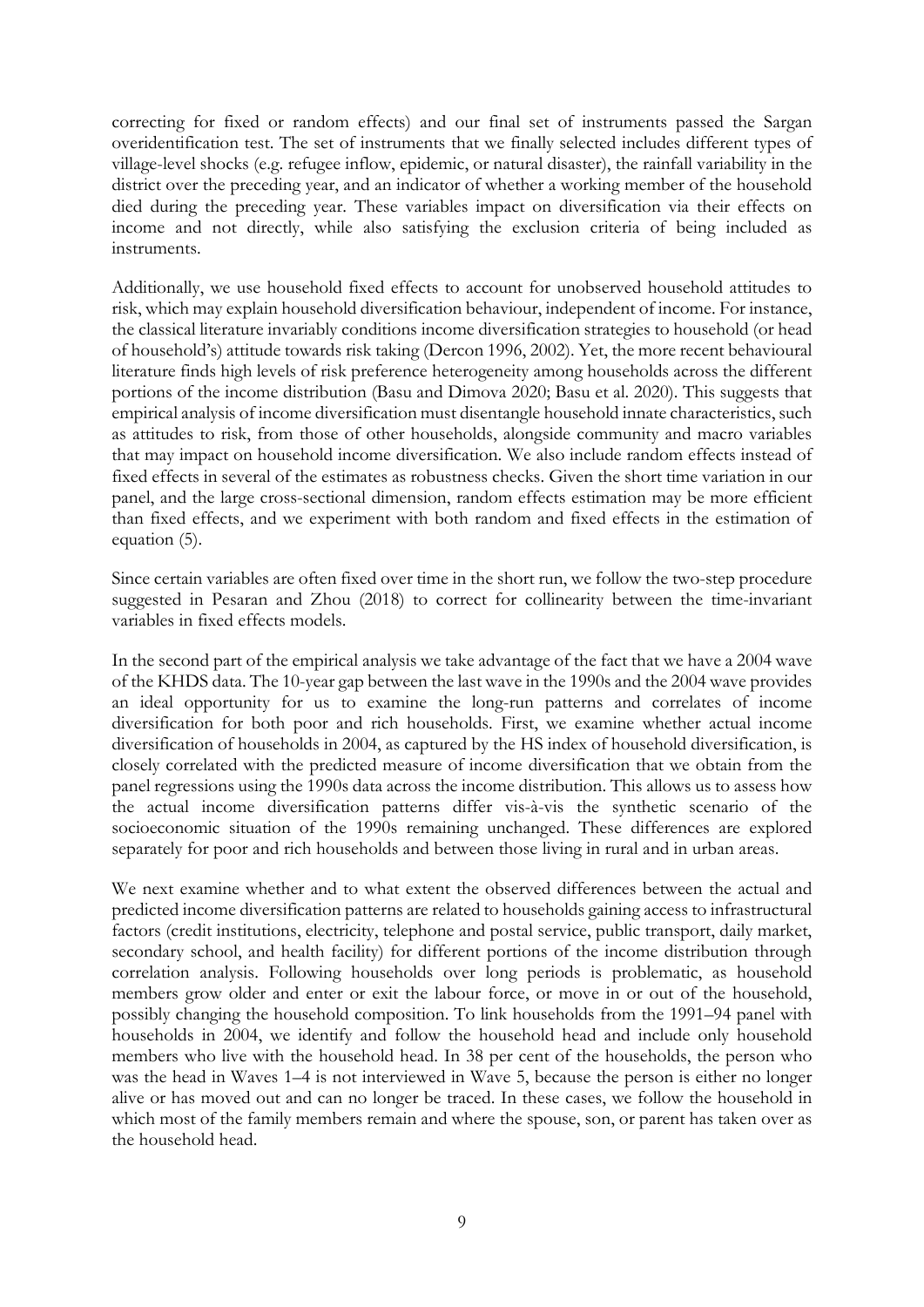correcting for fixed or random effects) and our final set of instruments passed the Sargan overidentification test. The set of instruments that we finally selected includes different types of village-level shocks (e.g. refugee inflow, epidemic, or natural disaster), the rainfall variability in the district over the preceding year, and an indicator of whether a working member of the household died during the preceding year. These variables impact on diversification via their effects on income and not directly, while also satisfying the exclusion criteria of being included as instruments.

Additionally, we use household fixed effects to account for unobserved household attitudes to risk, which may explain household diversification behaviour, independent of income. For instance, the classical literature invariably conditions income diversification strategies to household (or head of household's) attitude towards risk taking (Dercon 1996, 2002). Yet, the more recent behavioural literature finds high levels of risk preference heterogeneity among households across the different portions of the income distribution (Basu and Dimova 2020; Basu et al. 2020). This suggests that empirical analysis of income diversification must disentangle household innate characteristics, such as attitudes to risk, from those of other households, alongside community and macro variables that may impact on household income diversification. We also include random effects instead of fixed effects in several of the estimates as robustness checks. Given the short time variation in our panel, and the large cross-sectional dimension, random effects estimation may be more efficient than fixed effects, and we experiment with both random and fixed effects in the estimation of equation (5).

Since certain variables are often fixed over time in the short run, we follow the two-step procedure suggested in Pesaran and Zhou (2018) to correct for collinearity between the time-invariant variables in fixed effects models.

In the second part of the empirical analysis we take advantage of the fact that we have a 2004 wave of the KHDS data. The 10-year gap between the last wave in the 1990s and the 2004 wave provides an ideal opportunity for us to examine the long-run patterns and correlates of income diversification for both poor and rich households. First, we examine whether actual income diversification of households in 2004, as captured by the HS index of household diversification, is closely correlated with the predicted measure of income diversification that we obtain from the panel regressions using the 1990s data across the income distribution. This allows us to assess how the actual income diversification patterns differ vis-à-vis the synthetic scenario of the socioeconomic situation of the 1990s remaining unchanged. These differences are explored separately for poor and rich households and between those living in rural and in urban areas.

We next examine whether and to what extent the observed differences between the actual and predicted income diversification patterns are related to households gaining access to infrastructural factors (credit institutions, electricity, telephone and postal service, public transport, daily market, secondary school, and health facility) for different portions of the income distribution through correlation analysis. Following households over long periods is problematic, as household members grow older and enter or exit the labour force, or move in or out of the household, possibly changing the household composition. To link households from the 1991–94 panel with households in 2004, we identify and follow the household head and include only household members who live with the household head. In 38 per cent of the households, the person who was the head in Waves 1–4 is not interviewed in Wave 5, because the person is either no longer alive or has moved out and can no longer be traced. In these cases, we follow the household in which most of the family members remain and where the spouse, son, or parent has taken over as the household head.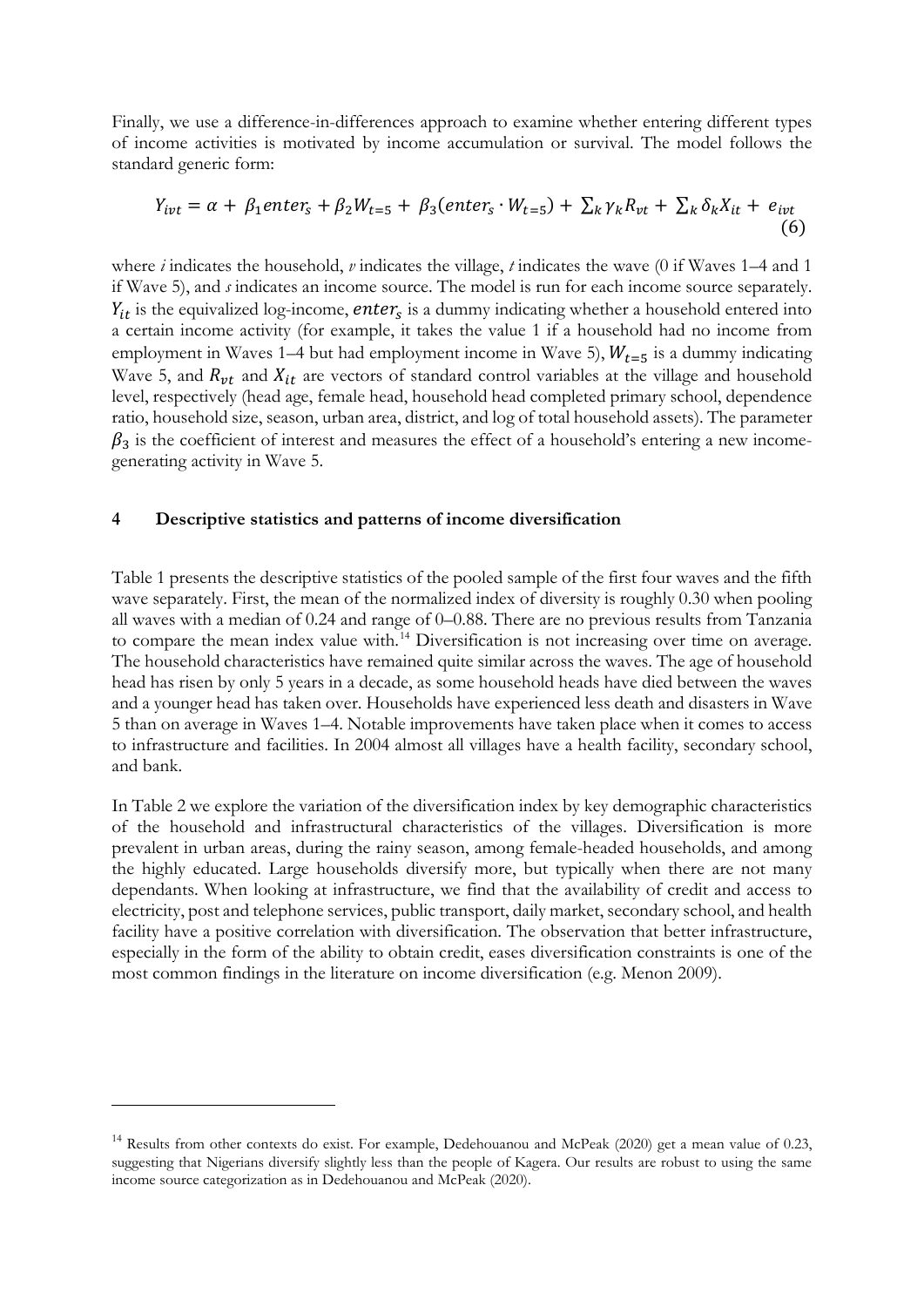Finally, we use a difference-in-differences approach to examine whether entering different types of income activities is motivated by income accumulation or survival. The model follows the standard generic form:

$$Y_{ivt} = \alpha + \beta_1 enter_s + \beta_2 W_{t=5} + \beta_3 (enter_s \cdot W_{t=5}) + \sum_k \gamma_k R_{vt} + \sum_k \delta_k X_{it} + e_{ivt} \quad (6)$$

where *i* indicates the household, *v* indicates the village, *t* indicates the wave (0 if Waves 1–4 and 1 if Wave 5), and *s* indicates an income source. The model is run for each income source separately. $Y_{it}$ is the equivalized log-income, $enter_s$ is a dummy indicating whether a household entered into a certain income activity (for example, it takes the value 1 if a household had no income from employment in Waves 1–4 but had employment income in Wave 5), $W_{t=5}$ is a dummy indicating Wave 5, and $R_{vt}$ and $X_{it}$ are vectors of standard control variables at the village and household level, respectively (head age, female head, household head completed primary school, dependence ratio, household size, season, urban area, district, and log of total household assets). The parameter $\beta_3$ is the coefficient of interest and measures the effect of a household's entering a new income-generating activity in Wave 5.

## 4 Descriptive statistics and patterns of income diversification

Table 1 presents the descriptive statistics of the pooled sample of the first four waves and the fifth wave separately. First, the mean of the normalized index of diversity is roughly 0.30 when pooling all waves with a median of 0.24 and range of 0–0.88. There are no previous results from Tanzania to compare the mean index value with.[14] Diversification is not increasing over time on average. The household characteristics have remained quite similar across the waves. The age of household head has risen by only 5 years in a decade, as some household heads have died between the waves and a younger head has taken over. Households have experienced less death and disasters in Wave 5 than on average in Waves 1–4. Notable improvements have taken place when it comes to access to infrastructure and facilities. In 2004 almost all villages have a health facility, secondary school, and bank.

In Table 2 we explore the variation of the diversification index by key demographic characteristics of the household and infrastructural characteristics of the villages. Diversification is more prevalent in urban areas, during the rainy season, among female-headed households, and among the highly educated. Large households diversify more, but typically when there are not many dependants. When looking at infrastructure, we find that the availability of credit and access to electricity, post and telephone services, public transport, daily market, secondary school, and health facility have a positive correlation with diversification. The observation that better infrastructure, especially in the form of the ability to obtain credit, eases diversification constraints is one of the most common findings in the literature on income diversification (e.g. Menon 2009).

[14] Results from other contexts do exist. For example, Dedehouanou and McPeak (2020) get a mean value of 0.23, suggesting that Nigerians diversify slightly less than the people of Kagera. Our results are robust to using the same income source categorization as in Dedehouanou and McPeak (2020).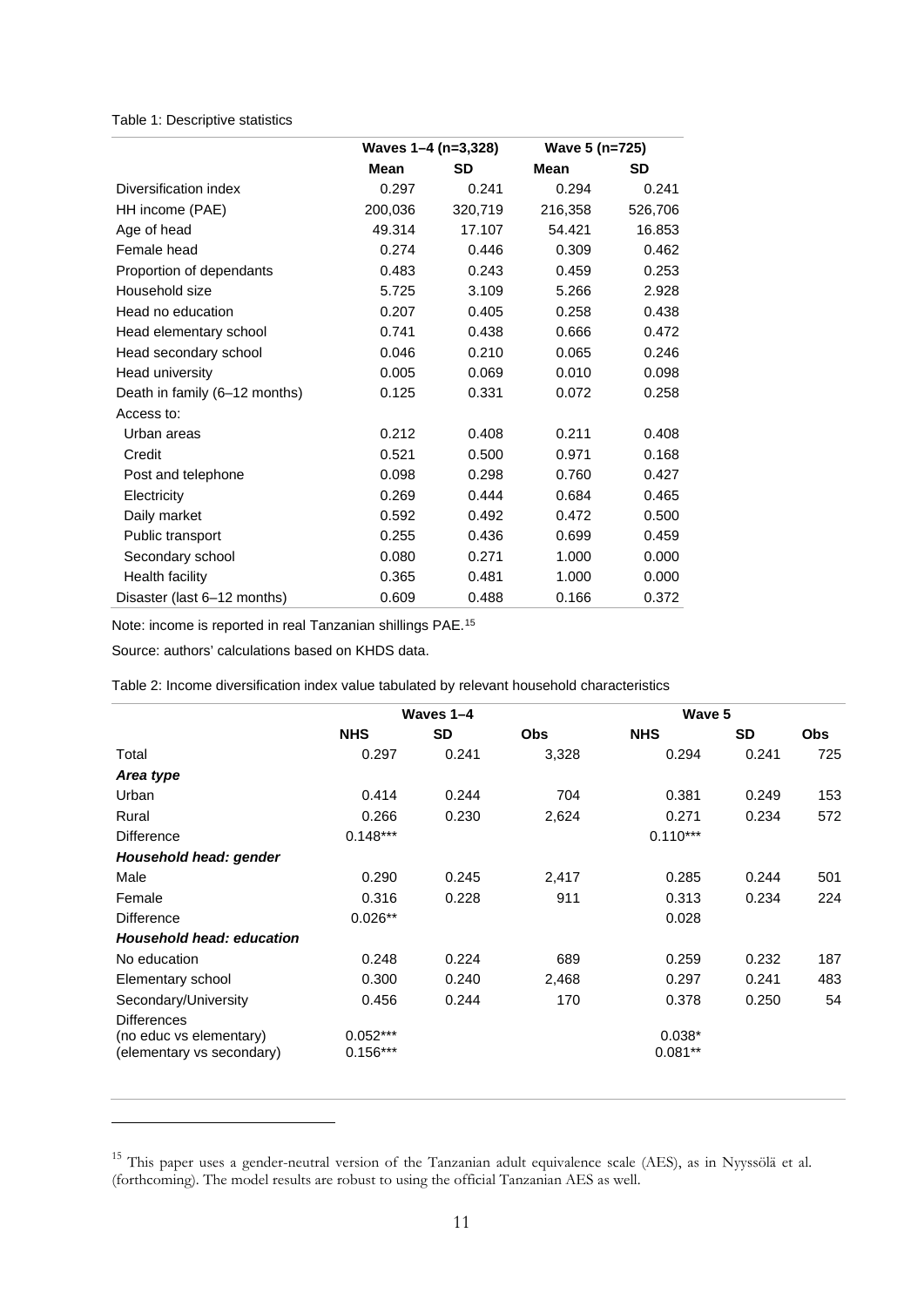Table 1: Descriptive statistics

| | Waves 1–4 (n=3,328) | | Wave 5 (n=725) | |
|---|---|---|---|---|
| | **Mean** | **SD** | **Mean** | **SD** |
| Diversification index | 0.297 | 0.241 | 0.294 | 0.241 |
| HH income (PAE) | 200,036 | 320,719 | 216,358 | 526,706 |
| Age of head | 49.314 | 17.107 | 54.421 | 16.853 |
| Female head | 0.274 | 0.446 | 0.309 | 0.462 |
| Proportion of dependants | 0.483 | 0.243 | 0.459 | 0.253 |
| Household size | 5.725 | 3.109 | 5.266 | 2.928 |
| Head no education | 0.207 | 0.405 | 0.258 | 0.438 |
| Head elementary school | 0.741 | 0.438 | 0.666 | 0.472 |
| Head secondary school | 0.046 | 0.210 | 0.065 | 0.246 |
| Head university | 0.005 | 0.069 | 0.010 | 0.098 |
| Death in family (6–12 months) | 0.125 | 0.331 | 0.072 | 0.258 |
| Access to: | | | | |
| Urban areas | 0.212 | 0.408 | 0.211 | 0.408 |
| Credit | 0.521 | 0.500 | 0.971 | 0.168 |
| Post and telephone | 0.098 | 0.298 | 0.760 | 0.427 |
| Electricity | 0.269 | 0.444 | 0.684 | 0.465 |
| Daily market | 0.592 | 0.492 | 0.472 | 0.500 |
| Public transport | 0.255 | 0.436 | 0.699 | 0.459 |
| Secondary school | 0.080 | 0.271 | 1.000 | 0.000 |
| Health facility | 0.365 | 0.481 | 1.000 | 0.000 |
| Disaster (last 6–12 months) | 0.609 | 0.488 | 0.166 | 0.372 |

Note: income is reported in real Tanzanian shillings PAE.[15]

Source: authors' calculations based on KHDS data.

Table 2: Income diversification index value tabulated by relevant household characteristics

| | Waves 1–4 | | | Wave 5 | | |
|---|---|---|---|---|---|---|
| | **NHS** | **SD** | **Obs** | **NHS** | **SD** | **Obs** |
| Total | 0.297 | 0.241 | 3,328 | 0.294 | 0.241 | 725 |
| ***Area type*** | | | | | | |
| Urban | 0.414 | 0.244 | 704 | 0.381 | 0.249 | 153 |
| Rural | 0.266 | 0.230 | 2,624 | 0.271 | 0.234 | 572 |
| Difference | 0.148*** | | | 0.110*** | | |
| ***Household head: gender*** | | | | | | |
| Male | 0.290 | 0.245 | 2,417 | 0.285 | 0.244 | 501 |
| Female | 0.316 | 0.228 | 911 | 0.313 | 0.234 | 224 |
| Difference | 0.026** | | | 0.028 | | |
| ***Household head: education*** | | | | | | |
| No education | 0.248 | 0.224 | 689 | 0.259 | 0.232 | 187 |
| Elementary school | 0.300 | 0.240 | 2,468 | 0.297 | 0.241 | 483 |
| Secondary/University | 0.456 | 0.244 | 170 | 0.378 | 0.250 | 54 |
| Differences | | | | | | |
| (no educ vs elementary) | 0.052*** | | | 0.038* | | |
| (elementary vs secondary) | 0.156*** | | | 0.081** | | |

[15] This paper uses a gender-neutral version of the Tanzanian adult equivalence scale (AES), as in Nyyssölä et al. (forthcoming). The model results are robust to using the official Tanzanian AES as well.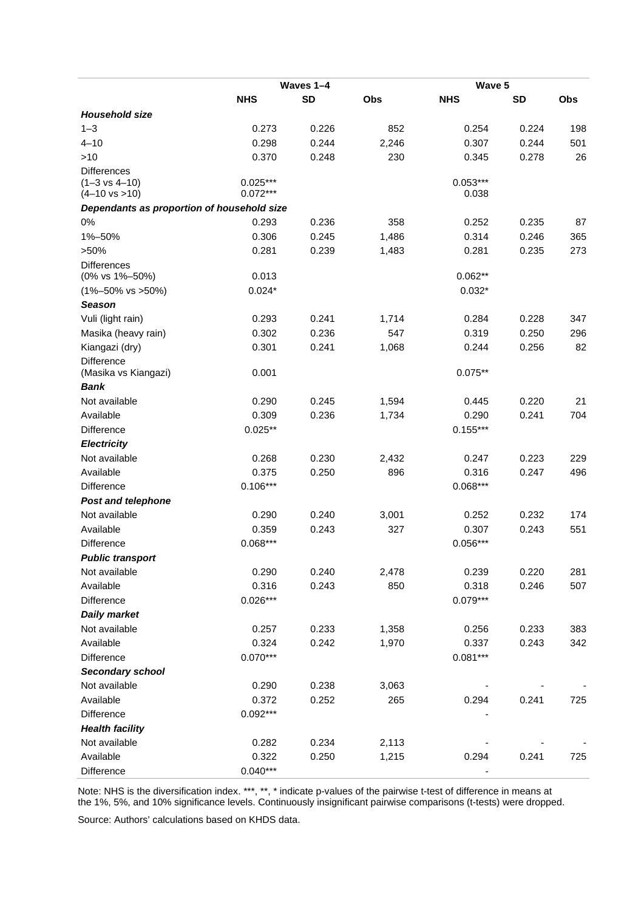| | Waves 1–4 | | | Wave 5 | | |
|---|---|---|---|---|---|---|
| | **NHS** | **SD** | **Obs** | **NHS** | **SD** | **Obs** |
| ***Household size*** | | | | | | |
| 1–3 | 0.273 | 0.226 | 852 | 0.254 | 0.224 | 198 |
| 4–10 | 0.298 | 0.244 | 2,246 | 0.307 | 0.244 | 501 |
| >10 | 0.370 | 0.248 | 230 | 0.345 | 0.278 | 26 |
| Differences | | | | | | |
| (1–3 vs 4–10) | 0.025*** | | | 0.053*** | | |
| (4–10 vs >10) | 0.072*** | | | 0.038 | | |
| ***Dependants as proportion of household size*** | | | | | | |
| 0% | 0.293 | 0.236 | 358 | 0.252 | 0.235 | 87 |
| 1%–50% | 0.306 | 0.245 | 1,486 | 0.314 | 0.246 | 365 |
| >50% | 0.281 | 0.239 | 1,483 | 0.281 | 0.235 | 273 |
| Differences | | | | | | |
| (0% vs 1%–50%) | 0.013 | | | 0.062** | | |
| (1%–50% vs >50%) | 0.024* | | | 0.032* | | |
| ***Season*** | | | | | | |
| Vuli (light rain) | 0.293 | 0.241 | 1,714 | 0.284 | 0.228 | 347 |
| Masika (heavy rain) | 0.302 | 0.236 | 547 | 0.319 | 0.250 | 296 |
| Kiangazi (dry) | 0.301 | 0.241 | 1,068 | 0.244 | 0.256 | 82 |
| Difference | | | | | | |
| (Masika vs Kiangazi) | 0.001 | | | 0.075** | | |
| ***Bank*** | | | | | | |
| Not available | 0.290 | 0.245 | 1,594 | 0.445 | 0.220 | 21 |
| Available | 0.309 | 0.236 | 1,734 | 0.290 | 0.241 | 704 |
| Difference | 0.025** | | | 0.155*** | | |
| ***Electricity*** | | | | | | |
| Not available | 0.268 | 0.230 | 2,432 | 0.247 | 0.223 | 229 |
| Available | 0.375 | 0.250 | 896 | 0.316 | 0.247 | 496 |
| Difference | 0.106*** | | | 0.068*** | | |
| ***Post and telephone*** | | | | | | |
| Not available | 0.290 | 0.240 | 3,001 | 0.252 | 0.232 | 174 |
| Available | 0.359 | 0.243 | 327 | 0.307 | 0.243 | 551 |
| Difference | 0.068*** | | | 0.056*** | | |
| ***Public transport*** | | | | | | |
| Not available | 0.290 | 0.240 | 2,478 | 0.239 | 0.220 | 281 |
| Available | 0.316 | 0.243 | 850 | 0.318 | 0.246 | 507 |
| Difference | 0.026*** | | | 0.079*** | | |
| ***Daily market*** | | | | | | |
| Not available | 0.257 | 0.233 | 1,358 | 0.256 | 0.233 | 383 |
| Available | 0.324 | 0.242 | 1,970 | 0.337 | 0.243 | 342 |
| Difference | 0.070*** | | | 0.081*** | | |
| ***Secondary school*** | | | | | | |
| Not available | 0.290 | 0.238 | 3,063 | - | - | - |
| Available | 0.372 | 0.252 | 265 | 0.294 | 0.241 | 725 |
| Difference | 0.092*** | | | - | | |
| ***Health facility*** | | | | | | |
| Not available | 0.282 | 0.234 | 2,113 | - | - | - |
| Available | 0.322 | 0.250 | 1,215 | 0.294 | 0.241 | 725 |
| Difference | 0.040*** | | | - | | |

Note: NHS is the diversification index. ***, **, * indicate p-values of the pairwise t-test of difference in means at the 1%, 5%, and 10% significance levels. Continuously insignificant pairwise comparisons (t-tests) were dropped.

Source: Authors' calculations based on KHDS data.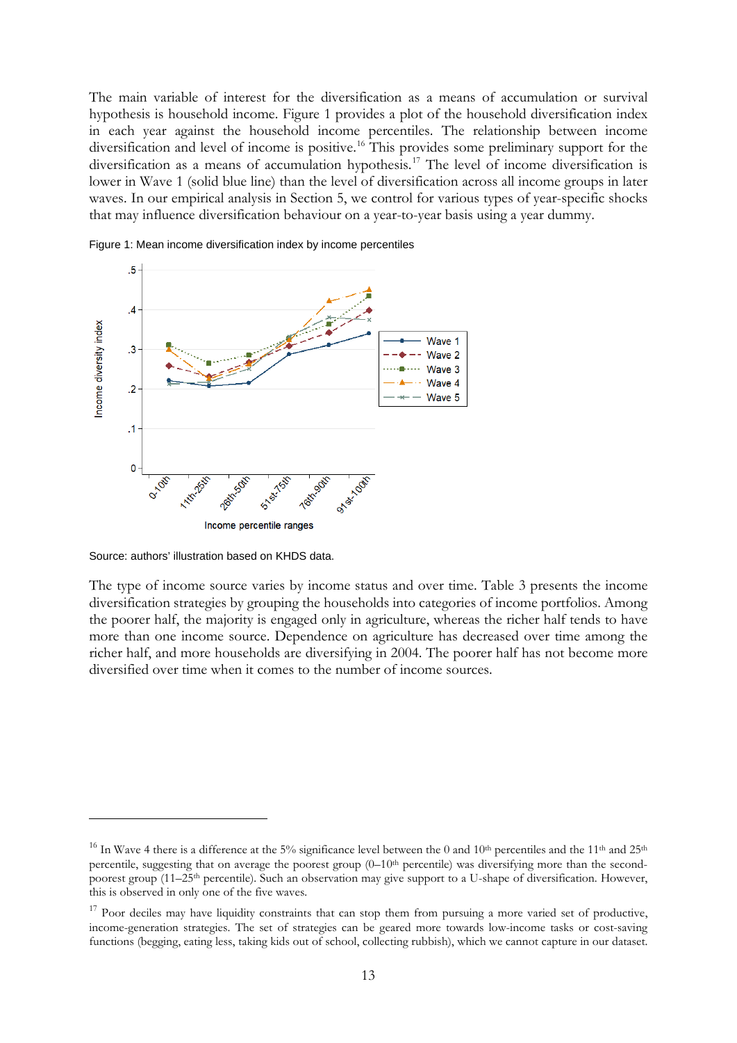The main variable of interest for the diversification as a means of accumulation or survival hypothesis is household income. Figure 1 provides a plot of the household diversification index in each year against the household income percentiles. The relationship between income diversification and level of income is positive.[16] This provides some preliminary support for the diversification as a means of accumulation hypothesis.[17] The level of income diversification is lower in Wave 1 (solid blue line) than the level of diversification across all income groups in later waves. In our empirical analysis in Section 5, we control for various types of year-specific shocks that may influence diversification behaviour on a year-to-year basis using a year dummy.

Figure 1: Mean income diversification index by income percentiles

Source: authors' illustration based on KHDS data.

The type of income source varies by income status and over time. Table 3 presents the income diversification strategies by grouping the households into categories of income portfolios. Among the poorer half, the majority is engaged only in agriculture, whereas the richer half tends to have more than one income source. Dependence on agriculture has decreased over time among the richer half, and more households are diversifying in 2004. The poorer half has not become more diversified over time when it comes to the number of income sources.

---

[16] In Wave 4 there is a difference at the 5% significance level between the 0 and 10th percentiles and the 11th and 25th percentile, suggesting that on average the poorest group (0–10th percentile) was diversifying more than the second-poorest group (11–25th percentile). Such an observation may give support to a U-shape of diversification. However, this is observed in only one of the five waves.

[17] Poor deciles may have liquidity constraints that can stop them from pursuing a more varied set of productive, income-generation strategies. The set of strategies can be geared more towards low-income tasks or cost-saving functions (begging, eating less, taking kids out of school, collecting rubbish), which we cannot capture in our dataset.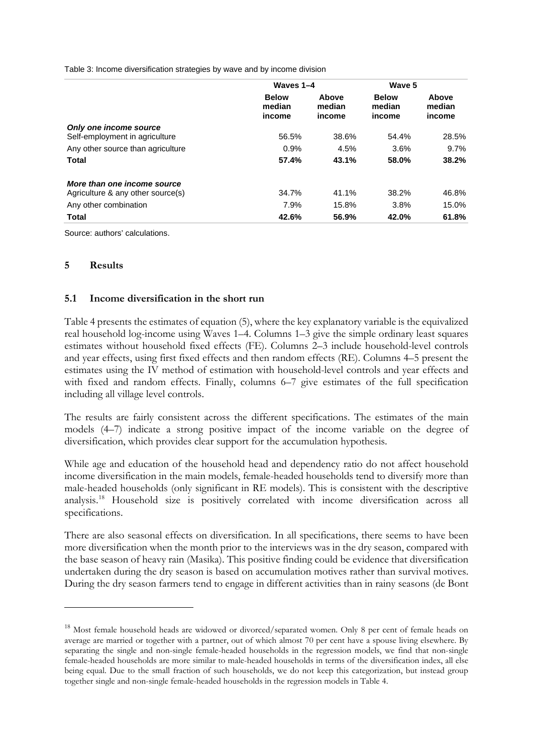Table 3: Income diversification strategies by wave and by income division

| | Waves 1–4 | | Wave 5 | |
|---|---|---|---|---|
| | **Below median income** | **Above median income** | **Below median income** | **Above median income** |
| ***Only one income source*** | | | | |
| Self-employment in agriculture | 56.5% | 38.6% | 54.4% | 28.5% |
| Any other source than agriculture | 0.9% | 4.5% | 3.6% | 9.7% |
| **Total** | **57.4%** | **43.1%** | **58.0%** | **38.2%** |
| ***More than one income source*** | | | | |
| Agriculture & any other source(s) | 34.7% | 41.1% | 38.2% | 46.8% |
| Any other combination | 7.9% | 15.8% | 3.8% | 15.0% |
| **Total** | **42.6%** | **56.9%** | **42.0%** | **61.8%** |

Source: authors' calculations.

## 5 Results

### 5.1 Income diversification in the short run

Table 4 presents the estimates of equation (5), where the key explanatory variable is the equivalized real household log-income using Waves 1–4. Columns 1–3 give the simple ordinary least squares estimates without household fixed effects (FE). Columns 2–3 include household-level controls and year effects, using first fixed effects and then random effects (RE). Columns 4–5 present the estimates using the IV method of estimation with household-level controls and year effects and with fixed and random effects. Finally, columns 6–7 give estimates of the full specification including all village level controls.

The results are fairly consistent across the different specifications. The estimates of the main models (4–7) indicate a strong positive impact of the income variable on the degree of diversification, which provides clear support for the accumulation hypothesis.

While age and education of the household head and dependency ratio do not affect household income diversification in the main models, female-headed households tend to diversify more than male-headed households (only significant in RE models). This is consistent with the descriptive analysis.[18] Household size is positively correlated with income diversification across all specifications.

There are also seasonal effects on diversification. In all specifications, there seems to have been more diversification when the month prior to the interviews was in the dry season, compared with the base season of heavy rain (Masika). This positive finding could be evidence that diversification undertaken during the dry season is based on accumulation motives rather than survival motives. During the dry season farmers tend to engage in different activities than in rainy seasons (de Bont

[18] Most female household heads are widowed or divorced/separated women. Only 8 per cent of female heads on average are married or together with a partner, out of which almost 70 per cent have a spouse living elsewhere. By separating the single and non-single female-headed households in the regression models, we find that non-single female-headed households are more similar to male-headed households in terms of the diversification index, all else being equal. Due to the small fraction of such households, we do not keep this categorization, but instead group together single and non-single female-headed households in the regression models in Table 4.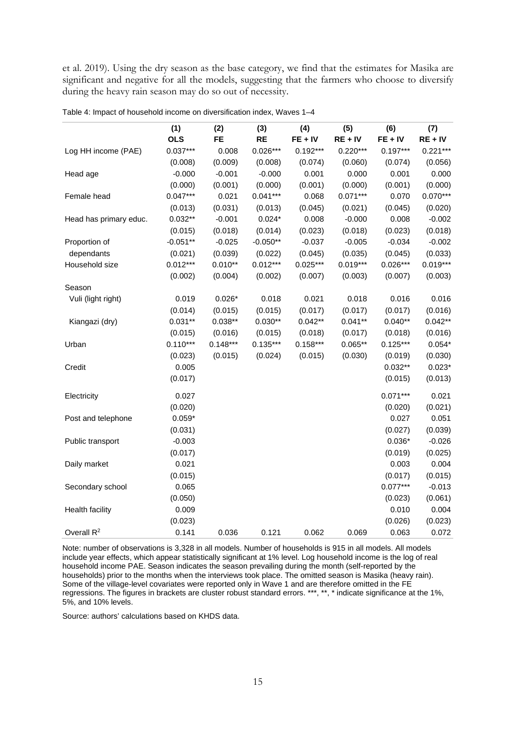et al. 2019). Using the dry season as the base category, we find that the estimates for Masika are significant and negative for all the models, suggesting that the farmers who choose to diversify during the heavy rain season may do so out of necessity.

Table 4: Impact of household income on diversification index, Waves 1–4

| | (1) | (2) | (3) | (4) | (5) | (6) | (7) |
|---|---|---|---|---|---|---|---|
| | **OLS** | **FE** | **RE** | **FE + IV** | **RE + IV** | **FE + IV** | **RE + IV** |
| Log HH income (PAE) | 0.037*** | 0.008 | 0.026*** | 0.192*** | 0.220*** | 0.197*** | 0.221*** |
| | (0.008) | (0.009) | (0.008) | (0.074) | (0.060) | (0.074) | (0.056) |
| Head age | -0.000 | -0.001 | -0.000 | 0.001 | 0.000 | 0.001 | 0.000 |
| | (0.000) | (0.001) | (0.000) | (0.001) | (0.000) | (0.001) | (0.000) |
| Female head | 0.047*** | 0.021 | 0.041*** | 0.068 | 0.071*** | 0.070 | 0.070*** |
| | (0.013) | (0.031) | (0.013) | (0.045) | (0.021) | (0.045) | (0.020) |
| Head has primary educ. | 0.032** | -0.001 | 0.024* | 0.008 | -0.000 | 0.008 | -0.002 |
| | (0.015) | (0.018) | (0.014) | (0.023) | (0.018) | (0.023) | (0.018) |
| Proportion of | -0.051** | -0.025 | -0.050** | -0.037 | -0.005 | -0.034 | -0.002 |
| dependants | (0.021) | (0.039) | (0.022) | (0.045) | (0.035) | (0.045) | (0.033) |
| Household size | 0.012*** | 0.010** | 0.012*** | 0.025*** | 0.019*** | 0.026*** | 0.019*** |
| | (0.002) | (0.004) | (0.002) | (0.007) | (0.003) | (0.007) | (0.003) |
| Season | | | | | | | |
| Vuli (light right) | 0.019 | 0.026* | 0.018 | 0.021 | 0.018 | 0.016 | 0.016 |
| | (0.014) | (0.015) | (0.015) | (0.017) | (0.017) | (0.017) | (0.016) |
| Kiangazi (dry) | 0.031** | 0.038** | 0.030** | 0.042** | 0.041** | 0.040** | 0.042** |
| | (0.015) | (0.016) | (0.015) | (0.018) | (0.017) | (0.018) | (0.016) |
| Urban | 0.110*** | 0.148*** | 0.135*** | 0.158*** | 0.065** | 0.125*** | 0.054* |
| | (0.023) | (0.015) | (0.024) | (0.015) | (0.030) | (0.019) | (0.030) |
| Credit | 0.005 | | | | | 0.032** | 0.023* |
| | (0.017) | | | | | (0.015) | (0.013) |
| Electricity | 0.027 | | | | | 0.071*** | 0.021 |
| | (0.020) | | | | | (0.020) | (0.021) |
| Post and telephone | 0.059* | | | | | 0.027 | 0.051 |
| | (0.031) | | | | | (0.027) | (0.039) |
| Public transport | -0.003 | | | | | 0.036* | -0.026 |
| | (0.017) | | | | | (0.019) | (0.025) |
| Daily market | 0.021 | | | | | 0.003 | 0.004 |
| | (0.015) | | | | | (0.017) | (0.015) |
| Secondary school | 0.065 | | | | | 0.077*** | -0.013 |
| | (0.050) | | | | | (0.023) | (0.061) |
| Health facility | 0.009 | | | | | 0.010 | 0.004 |
| | (0.023) | | | | | (0.026) | (0.023) |
| Overall $R^2$ | 0.141 | 0.036 | 0.121 | 0.062 | 0.069 | 0.063 | 0.072 |

Note: number of observations is 3,328 in all models. Number of households is 915 in all models. All models include year effects, which appear statistically significant at 1% level. Log household income is the log of real household income PAE. Season indicates the season prevailing during the month (self-reported by the households) prior to the months when the interviews took place. The omitted season is Masika (heavy rain). Some of the village-level covariates were reported only in Wave 1 and are therefore omitted in the FE regressions. The figures in brackets are cluster robust standard errors. ***, **, * indicate significance at the 1%, 5%, and 10% levels.

Source: authors' calculations based on KHDS data.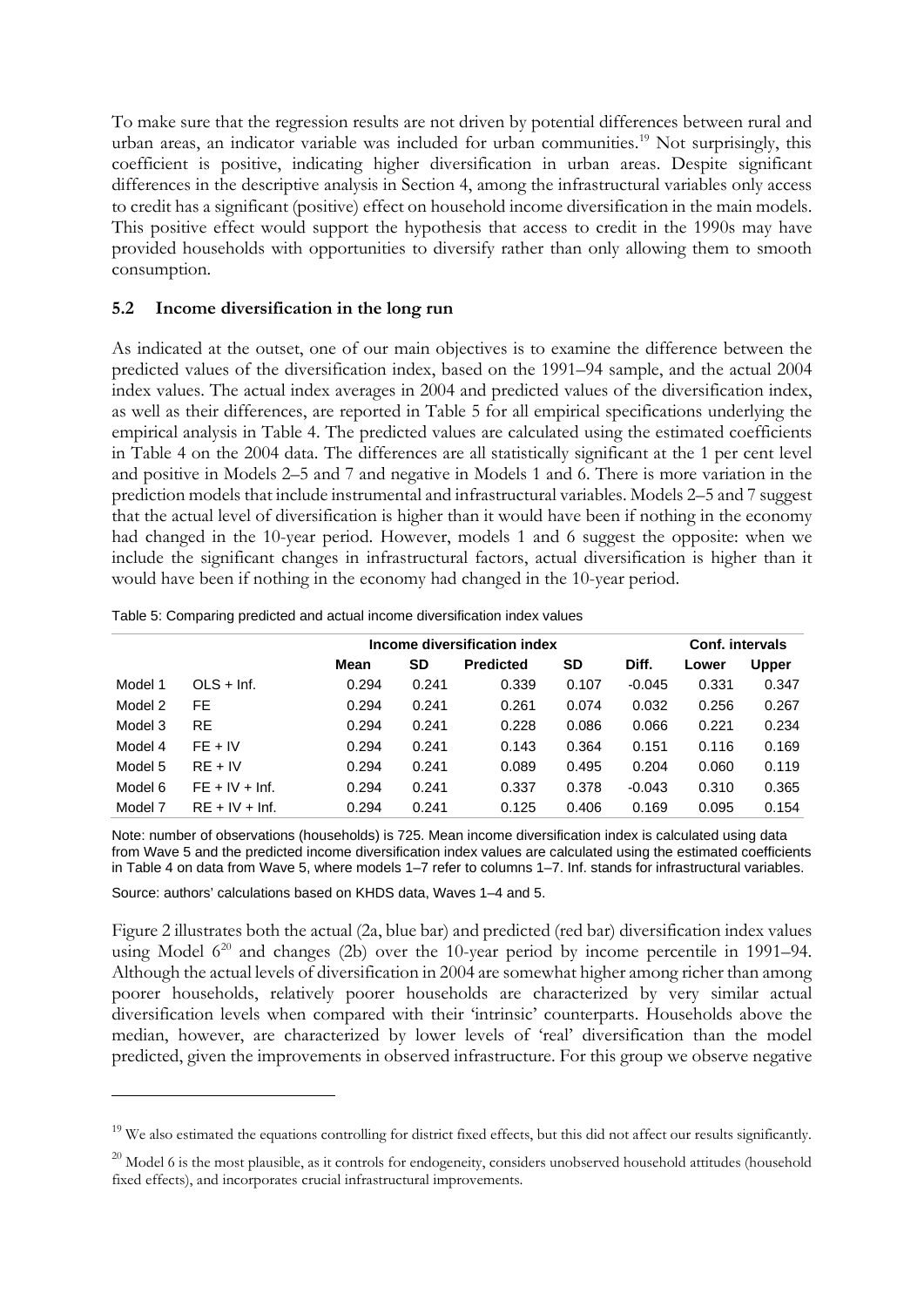To make sure that the regression results are not driven by potential differences between rural and urban areas, an indicator variable was included for urban communities.[19] Not surprisingly, this coefficient is positive, indicating higher diversification in urban areas. Despite significant differences in the descriptive analysis in Section 4, among the infrastructural variables only access to credit has a significant (positive) effect on household income diversification in the main models. This positive effect would support the hypothesis that access to credit in the 1990s may have provided households with opportunities to diversify rather than only allowing them to smooth consumption.

### 5.2 Income diversification in the long run

As indicated at the outset, one of our main objectives is to examine the difference between the predicted values of the diversification index, based on the 1991–94 sample, and the actual 2004 index values. The actual index averages in 2004 and predicted values of the diversification index, as well as their differences, are reported in Table 5 for all empirical specifications underlying the empirical analysis in Table 4. The predicted values are calculated using the estimated coefficients in Table 4 on the 2004 data. The differences are all statistically significant at the 1 per cent level and positive in Models 2–5 and 7 and negative in Models 1 and 6. There is more variation in the prediction models that include instrumental and infrastructural variables. Models 2–5 and 7 suggest that the actual level of diversification is higher than it would have been if nothing in the economy had changed in the 10-year period. However, models 1 and 6 suggest the opposite: when we include the significant changes in infrastructural factors, actual diversification is higher than it would have been if nothing in the economy had changed in the 10-year period.

Table 5: Comparing predicted and actual income diversification index values

| | | Income diversification index | | | | | Conf. intervals | |
|---|---|---|---|---|---|---|---|---|
| | | Mean | SD | Predicted | SD | Diff. | Lower | Upper |
| Model 1 | OLS + Inf. | 0.294 | 0.241 | 0.339 | 0.107 | -0.045 | 0.331 | 0.347 |
| Model 2 | FE | 0.294 | 0.241 | 0.261 | 0.074 | 0.032 | 0.256 | 0.267 |
| Model 3 | RE | 0.294 | 0.241 | 0.228 | 0.086 | 0.066 | 0.221 | 0.234 |
| Model 4 | FE + IV | 0.294 | 0.241 | 0.143 | 0.364 | 0.151 | 0.116 | 0.169 |
| Model 5 | RE + IV | 0.294 | 0.241 | 0.089 | 0.495 | 0.204 | 0.060 | 0.119 |
| Model 6 | FE + IV + Inf. | 0.294 | 0.241 | 0.337 | 0.378 | -0.043 | 0.310 | 0.365 |
| Model 7 | RE + IV + Inf. | 0.294 | 0.241 | 0.125 | 0.406 | 0.169 | 0.095 | 0.154 |

Note: number of observations (households) is 725. Mean income diversification index is calculated using data from Wave 5 and the predicted income diversification index values are calculated using the estimated coefficients in Table 4 on data from Wave 5, where models 1–7 refer to columns 1–7. Inf. stands for infrastructural variables.

Source: authors' calculations based on KHDS data, Waves 1–4 and 5.

Figure 2 illustrates both the actual (2a, blue bar) and predicted (red bar) diversification index values using Model 6[20] and changes (2b) over the 10-year period by income percentile in 1991–94. Although the actual levels of diversification in 2004 are somewhat higher among richer than among poorer households, relatively poorer households are characterized by very similar actual diversification levels when compared with their 'intrinsic' counterparts. Households above the median, however, are characterized by lower levels of 'real' diversification than the model predicted, given the improvements in observed infrastructure. For this group we observe negative

[19] We also estimated the equations controlling for district fixed effects, but this did not affect our results significantly.

[20] Model 6 is the most plausible, as it controls for endogeneity, considers unobserved household attitudes (household fixed effects), and incorporates crucial infrastructural improvements.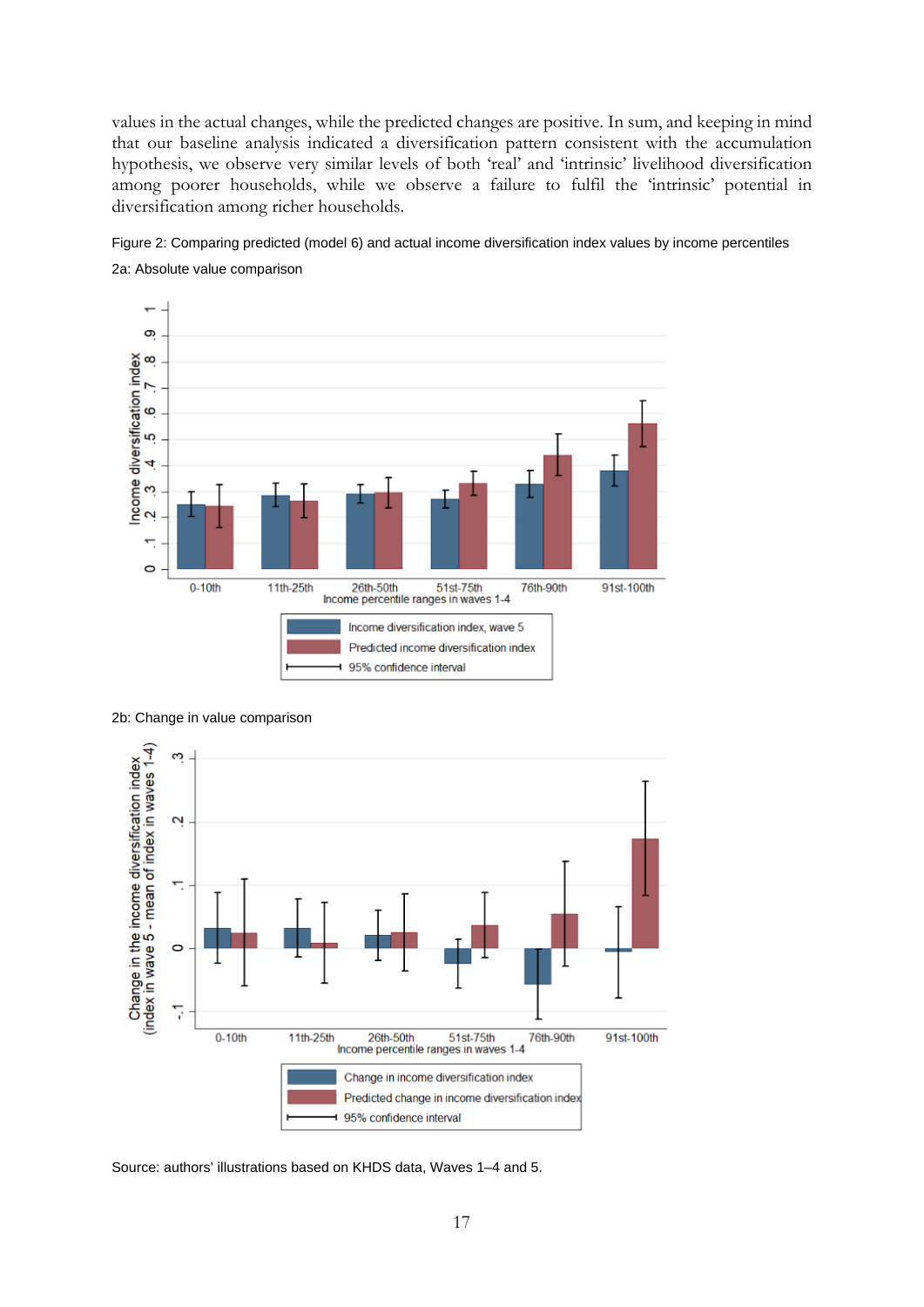values in the actual changes, while the predicted changes are positive. In sum, and keeping in mind that our baseline analysis indicated a diversification pattern consistent with the accumulation hypothesis, we observe very similar levels of both 'real' and 'intrinsic' livelihood diversification among poorer households, while we observe a failure to fulfil the 'intrinsic' potential in diversification among richer households.

Figure 2: Comparing predicted (model 6) and actual income diversification index values by income percentiles

2a: Absolute value comparison

2b: Change in value comparison

Source: authors' illustrations based on KHDS data, Waves 1–4 and 5.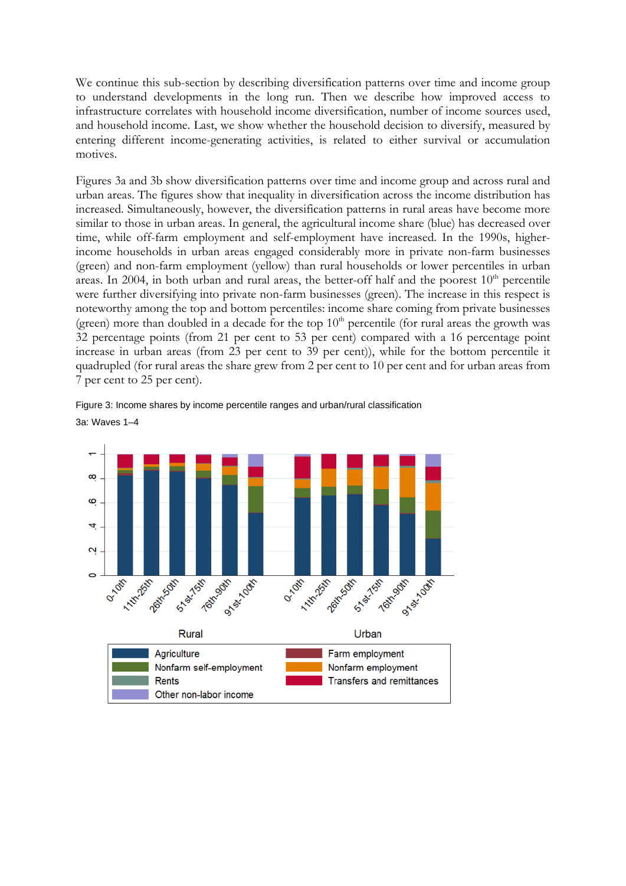We continue this sub-section by describing diversification patterns over time and income group to understand developments in the long run. Then we describe how improved access to infrastructure correlates with household income diversification, number of income sources used, and household income. Last, we show whether the household decision to diversify, measured by entering different income-generating activities, is related to either survival or accumulation motives.

Figures 3a and 3b show diversification patterns over time and income group and across rural and urban areas. The figures show that inequality in diversification across the income distribution has increased. Simultaneously, however, the diversification patterns in rural areas have become more similar to those in urban areas. In general, the agricultural income share (blue) has decreased over time, while off-farm employment and self-employment have increased. In the 1990s, higher-income households in urban areas engaged considerably more in private non-farm businesses (green) and non-farm employment (yellow) than rural households or lower percentiles in urban areas. In 2004, in both urban and rural areas, the better-off half and the poorest 10th percentile were further diversifying into private non-farm businesses (green). The increase in this respect is noteworthy among the top and bottom percentiles: income share coming from private businesses (green) more than doubled in a decade for the top 10th percentile (for rural areas the growth was 32 percentage points (from 21 per cent to 53 per cent) compared with a 16 percentage point increase in urban areas (from 23 per cent to 39 per cent)), while for the bottom percentile it quadrupled (for rural areas the share grew from 2 per cent to 10 per cent and for urban areas from 7 per cent to 25 per cent).

Figure 3: Income shares by income percentile ranges and urban/rural classification

3a: Waves 1–4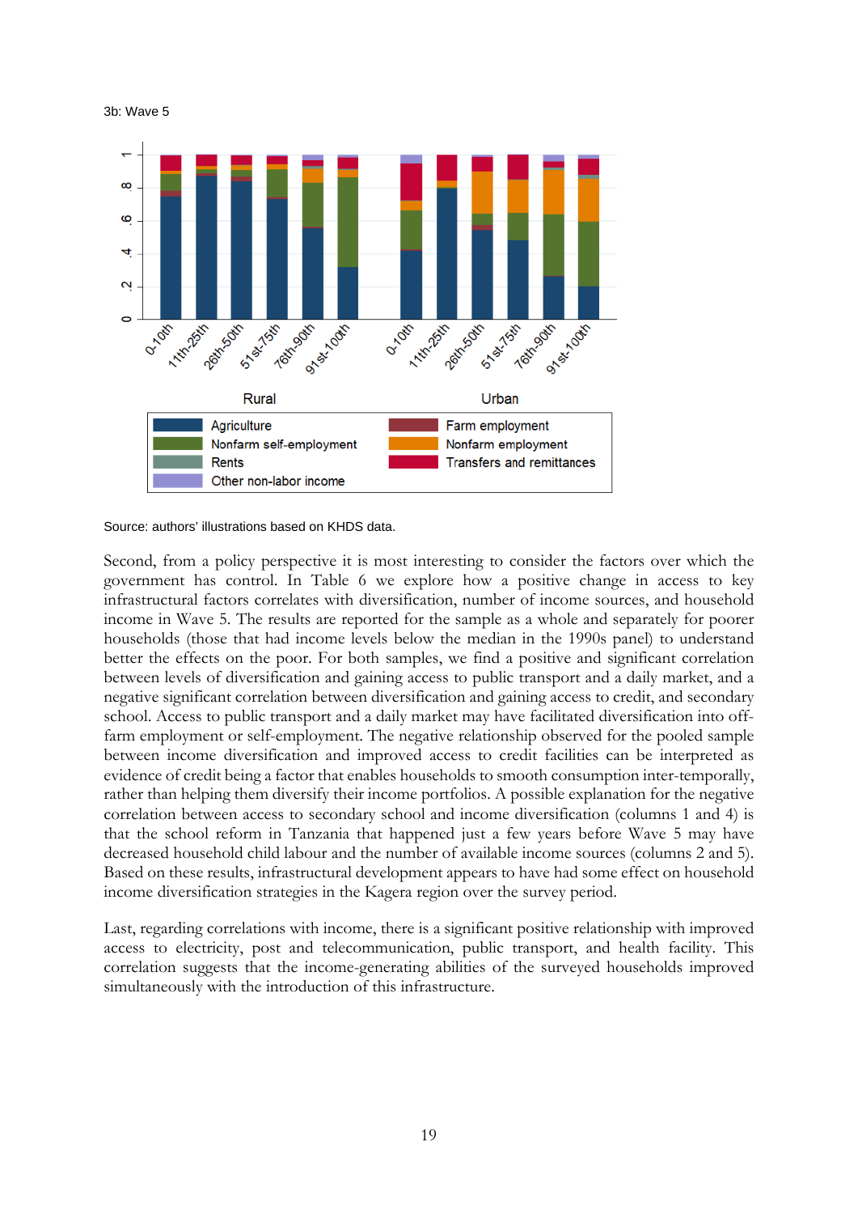3b: Wave 5

Source: authors' illustrations based on KHDS data.

Second, from a policy perspective it is most interesting to consider the factors over which the government has control. In Table 6 we explore how a positive change in access to key infrastructural factors correlates with diversification, number of income sources, and household income in Wave 5. The results are reported for the sample as a whole and separately for poorer households (those that had income levels below the median in the 1990s panel) to understand better the effects on the poor. For both samples, we find a positive and significant correlation between levels of diversification and gaining access to public transport and a daily market, and a negative significant correlation between diversification and gaining access to credit, and secondary school. Access to public transport and a daily market may have facilitated diversification into off-farm employment or self-employment. The negative relationship observed for the pooled sample between income diversification and improved access to credit facilities can be interpreted as evidence of credit being a factor that enables households to smooth consumption inter-temporally, rather than helping them diversify their income portfolios. A possible explanation for the negative correlation between access to secondary school and income diversification (columns 1 and 4) is that the school reform in Tanzania that happened just a few years before Wave 5 may have decreased household child labour and the number of available income sources (columns 2 and 5). Based on these results, infrastructural development appears to have had some effect on household income diversification strategies in the Kagera region over the survey period.

Last, regarding correlations with income, there is a significant positive relationship with improved access to electricity, post and telecommunication, public transport, and health facility. This correlation suggests that the income-generating abilities of the surveyed households improved simultaneously with the introduction of this infrastructure.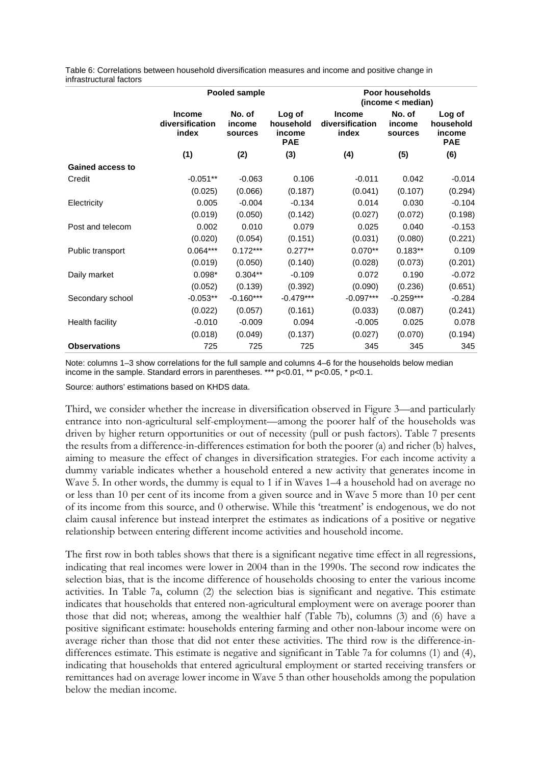Table 6: Correlations between household diversification measures and income and positive change in infrastructural factors

| | Pooled sample | | | Poor households (income < median) | | |
|---|---|---|---|---|---|---|
| | Income diversification index | No. of income sources | Log of household income PAE | Income diversification index | No. of income sources | Log of household income PAE |
| | (1) | (2) | (3) | (4) | (5) | (6) |
| **Gained access to** | | | | | | |
| Credit | -0.051** | -0.063 | 0.106 | -0.011 | 0.042 | -0.014 |
| | (0.025) | (0.066) | (0.187) | (0.041) | (0.107) | (0.294) |
| Electricity | 0.005 | -0.004 | -0.134 | 0.014 | 0.030 | -0.104 |
| | (0.019) | (0.050) | (0.142) | (0.027) | (0.072) | (0.198) |
| Post and telecom | 0.002 | 0.010 | 0.079 | 0.025 | 0.040 | -0.153 |
| | (0.020) | (0.054) | (0.151) | (0.031) | (0.080) | (0.221) |
| Public transport | 0.064*** | 0.172*** | 0.277** | 0.070** | 0.183** | 0.109 |
| | (0.019) | (0.050) | (0.140) | (0.028) | (0.073) | (0.201) |
| Daily market | 0.098* | 0.304** | -0.109 | 0.072 | 0.190 | -0.072 |
| | (0.052) | (0.139) | (0.392) | (0.090) | (0.236) | (0.651) |
| Secondary school | -0.053** | -0.160*** | -0.479*** | -0.097*** | -0.259*** | -0.284 |
| | (0.022) | (0.057) | (0.161) | (0.033) | (0.087) | (0.241) |
| Health facility | -0.010 | -0.009 | 0.094 | -0.005 | 0.025 | 0.078 |
| | (0.018) | (0.049) | (0.137) | (0.027) | (0.070) | (0.194) |
| **Observations** | 725 | 725 | 725 | 345 | 345 | 345 |

Note: columns 1–3 show correlations for the full sample and columns 4–6 for the households below median income in the sample. Standard errors in parentheses. *** p<0.01, ** p<0.05, * p<0.1.

Source: authors' estimations based on KHDS data.

Third, we consider whether the increase in diversification observed in Figure 3—and particularly entrance into non-agricultural self-employment—among the poorer half of the households was driven by higher return opportunities or out of necessity (pull or push factors). Table 7 presents the results from a difference-in-differences estimation for both the poorer (a) and richer (b) halves, aiming to measure the effect of changes in diversification strategies. For each income activity a dummy variable indicates whether a household entered a new activity that generates income in Wave 5. In other words, the dummy is equal to 1 if in Waves 1–4 a household had on average no or less than 10 per cent of its income from a given source and in Wave 5 more than 10 per cent of its income from this source, and 0 otherwise. While this 'treatment' is endogenous, we do not claim causal inference but instead interpret the estimates as indications of a positive or negative relationship between entering different income activities and household income.

The first row in both tables shows that there is a significant negative time effect in all regressions, indicating that real incomes were lower in 2004 than in the 1990s. The second row indicates the selection bias, that is the income difference of households choosing to enter the various income activities. In Table 7a, column (2) the selection bias is significant and negative. This estimate indicates that households that entered non-agricultural employment were on average poorer than those that did not; whereas, among the wealthier half (Table 7b), columns (3) and (6) have a positive significant estimate: households entering farming and other non-labour income were on average richer than those that did not enter these activities. The third row is the difference-in-differences estimate. This estimate is negative and significant in Table 7a for columns (1) and (4), indicating that households that entered agricultural employment or started receiving transfers or remittances had on average lower income in Wave 5 than other households among the population below the median income.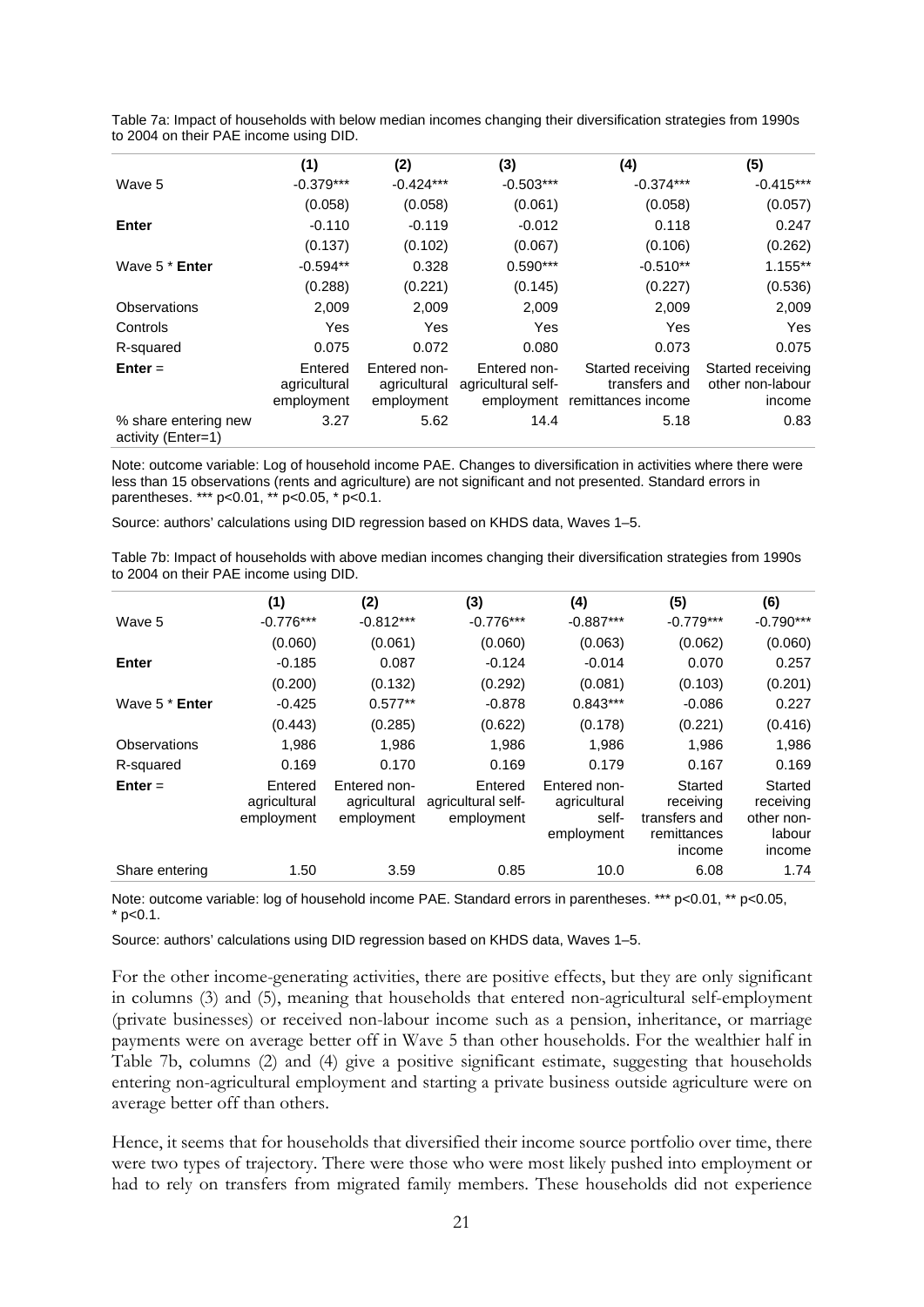Table 7a: Impact of households with below median incomes changing their diversification strategies from 1990s to 2004 on their PAE income using DID.

| | (1) | (2) | (3) | (4) | (5) |
|---|---|---|---|---|---|
| Wave 5 | -0.379*** | -0.424*** | -0.503*** | -0.374*** | -0.415*** |
| | (0.058) | (0.058) | (0.061) | (0.058) | (0.057) |
| **Enter** | -0.110 | -0.119 | -0.012 | 0.118 | 0.247 |
| | (0.137) | (0.102) | (0.067) | (0.106) | (0.262) |
| Wave 5 * **Enter** | -0.594** | 0.328 | 0.590*** | -0.510** | 1.155** |
| | (0.288) | (0.221) | (0.145) | (0.227) | (0.536) |
| Observations | 2,009 | 2,009 | 2,009 | 2,009 | 2,009 |
| Controls | Yes | Yes | Yes | Yes | Yes |
| R-squared | 0.075 | 0.072 | 0.080 | 0.073 | 0.075 |
| **Enter** = | Entered agricultural employment | Entered non-agricultural employment | Entered non-agricultural self-employment | Started receiving transfers and remittances income | Started receiving other non-labour income |
| % share entering new activity (Enter=1) | 3.27 | 5.62 | 14.4 | 5.18 | 0.83 |

Note: outcome variable: Log of household income PAE. Changes to diversification in activities where there were less than 15 observations (rents and agriculture) are not significant and not presented. Standard errors in parentheses. *** p<0.01, ** p<0.05, * p<0.1.

Source: authors' calculations using DID regression based on KHDS data, Waves 1–5.

Table 7b: Impact of households with above median incomes changing their diversification strategies from 1990s to 2004 on their PAE income using DID.

| | (1) | (2) | (3) | (4) | (5) | (6) |
|---|---|---|---|---|---|---|
| Wave 5 | -0.776*** | -0.812*** | -0.776*** | -0.887*** | -0.779*** | -0.790*** |
| | (0.060) | (0.061) | (0.060) | (0.063) | (0.062) | (0.060) |
| **Enter** | -0.185 | 0.087 | -0.124 | -0.014 | 0.070 | 0.257 |
| | (0.200) | (0.132) | (0.292) | (0.081) | (0.103) | (0.201) |
| Wave 5 * **Enter** | -0.425 | 0.577** | -0.878 | 0.843*** | -0.086 | 0.227 |
| | (0.443) | (0.285) | (0.622) | (0.178) | (0.221) | (0.416) |
| Observations | 1,986 | 1,986 | 1,986 | 1,986 | 1,986 | 1,986 |
| R-squared | 0.169 | 0.170 | 0.169 | 0.179 | 0.167 | 0.169 |
| **Enter** = | Entered agricultural employment | Entered non-agricultural employment | Entered agricultural self-employment | Entered non-agricultural self-employment | Started receiving transfers and remittances income | Started receiving other non-labour income |
| Share entering | 1.50 | 3.59 | 0.85 | 10.0 | 6.08 | 1.74 |

Note: outcome variable: log of household income PAE. Standard errors in parentheses. *** p<0.01, ** p<0.05, * p<0.1.

Source: authors' calculations using DID regression based on KHDS data, Waves 1–5.

For the other income-generating activities, there are positive effects, but they are only significant in columns (3) and (5), meaning that households that entered non-agricultural self-employment (private businesses) or received non-labour income such as a pension, inheritance, or marriage payments were on average better off in Wave 5 than other households. For the wealthier half in Table 7b, columns (2) and (4) give a positive significant estimate, suggesting that households entering non-agricultural employment and starting a private business outside agriculture were on average better off than others.

Hence, it seems that for households that diversified their income source portfolio over time, there were two types of trajectory. There were those who were most likely pushed into employment or had to rely on transfers from migrated family members. These households did not experience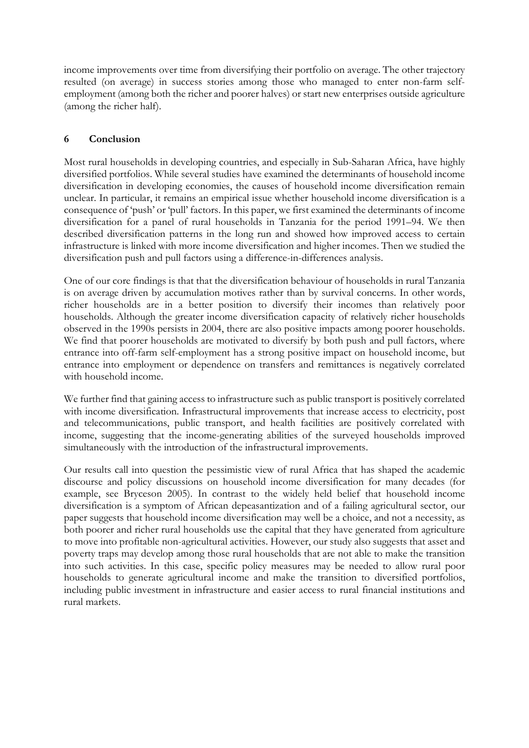income improvements over time from diversifying their portfolio on average. The other trajectory resulted (on average) in success stories among those who managed to enter non-farm self-employment (among both the richer and poorer halves) or start new enterprises outside agriculture (among the richer half).

## 6 Conclusion

Most rural households in developing countries, and especially in Sub-Saharan Africa, have highly diversified portfolios. While several studies have examined the determinants of household income diversification in developing economies, the causes of household income diversification remain unclear. In particular, it remains an empirical issue whether household income diversification is a consequence of 'push' or 'pull' factors. In this paper, we first examined the determinants of income diversification for a panel of rural households in Tanzania for the period 1991–94. We then described diversification patterns in the long run and showed how improved access to certain infrastructure is linked with more income diversification and higher incomes. Then we studied the diversification push and pull factors using a difference-in-differences analysis.

One of our core findings is that that the diversification behaviour of households in rural Tanzania is on average driven by accumulation motives rather than by survival concerns. In other words, richer households are in a better position to diversify their incomes than relatively poor households. Although the greater income diversification capacity of relatively richer households observed in the 1990s persists in 2004, there are also positive impacts among poorer households. We find that poorer households are motivated to diversify by both push and pull factors, where entrance into off-farm self-employment has a strong positive impact on household income, but entrance into employment or dependence on transfers and remittances is negatively correlated with household income.

We further find that gaining access to infrastructure such as public transport is positively correlated with income diversification. Infrastructural improvements that increase access to electricity, post and telecommunications, public transport, and health facilities are positively correlated with income, suggesting that the income-generating abilities of the surveyed households improved simultaneously with the introduction of the infrastructural improvements.

Our results call into question the pessimistic view of rural Africa that has shaped the academic discourse and policy discussions on household income diversification for many decades (for example, see Bryceson 2005). In contrast to the widely held belief that household income diversification is a symptom of African depeasantization and of a failing agricultural sector, our paper suggests that household income diversification may well be a choice, and not a necessity, as both poorer and richer rural households use the capital that they have generated from agriculture to move into profitable non-agricultural activities. However, our study also suggests that asset and poverty traps may develop among those rural households that are not able to make the transition into such activities. In this case, specific policy measures may be needed to allow rural poor households to generate agricultural income and make the transition to diversified portfolios, including public investment in infrastructure and easier access to rural financial institutions and rural markets.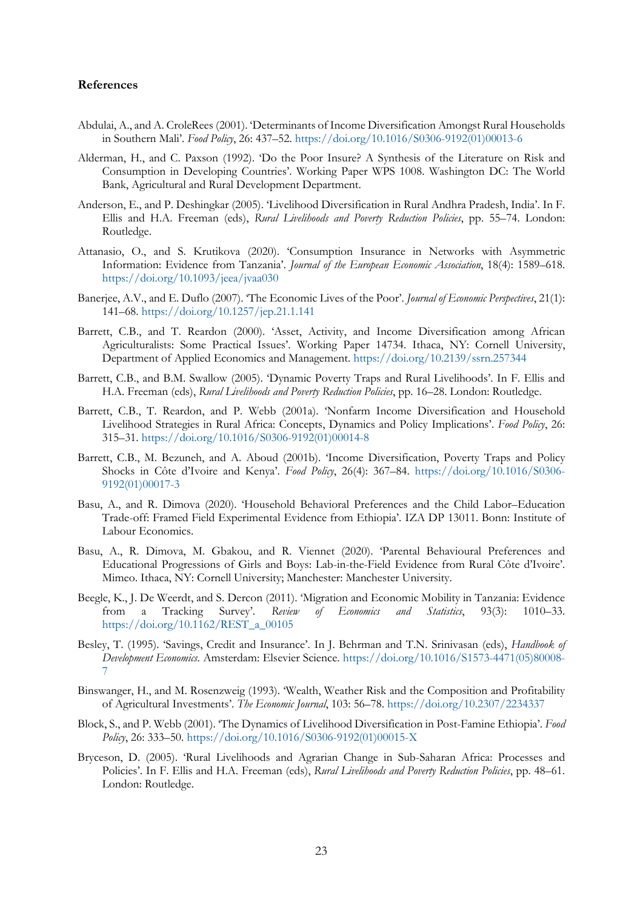## References

Abdulai, A., and A. CroleRees (2001). 'Determinants of Income Diversification Amongst Rural Households in Southern Mali'. *Food Policy*, 26: 437–52. https://doi.org/10.1016/S0306-9192(01)00013-6

Alderman, H., and C. Paxson (1992). 'Do the Poor Insure? A Synthesis of the Literature on Risk and Consumption in Developing Countries'. Working Paper WPS 1008. Washington DC: The World Bank, Agricultural and Rural Development Department.

Anderson, E., and P. Deshingkar (2005). 'Livelihood Diversification in Rural Andhra Pradesh, India'. In F. Ellis and H.A. Freeman (eds), *Rural Livelihoods and Poverty Reduction Policies*, pp. 55–74. London: Routledge.

Attanasio, O., and S. Krutikova (2020). 'Consumption Insurance in Networks with Asymmetric Information: Evidence from Tanzania'. *Journal of the European Economic Association*, 18(4): 1589–618. https://doi.org/10.1093/jeea/jvaa030

Banerjee, A.V., and E. Duflo (2007). 'The Economic Lives of the Poor'. *Journal of Economic Perspectives*, 21(1): 141–68. https://doi.org/10.1257/jep.21.1.141

Barrett, C.B., and T. Reardon (2000). 'Asset, Activity, and Income Diversification among African Agriculturalists: Some Practical Issues'. Working Paper 14734. Ithaca, NY: Cornell University, Department of Applied Economics and Management. https://doi.org/10.2139/ssrn.257344

Barrett, C.B., and B.M. Swallow (2005). 'Dynamic Poverty Traps and Rural Livelihoods'. In F. Ellis and H.A. Freeman (eds), *Rural Livelihoods and Poverty Reduction Policies*, pp. 16–28. London: Routledge.

Barrett, C.B., T. Reardon, and P. Webb (2001a). 'Nonfarm Income Diversification and Household Livelihood Strategies in Rural Africa: Concepts, Dynamics and Policy Implications'. *Food Policy*, 26: 315–31. https://doi.org/10.1016/S0306-9192(01)00014-8

Barrett, C.B., M. Bezuneh, and A. Aboud (2001b). 'Income Diversification, Poverty Traps and Policy Shocks in Côte d'Ivoire and Kenya'. *Food Policy*, 26(4): 367–84. https://doi.org/10.1016/S0306-9192(01)00017-3

Basu, A., and R. Dimova (2020). 'Household Behavioral Preferences and the Child Labor–Education Trade-off: Framed Field Experimental Evidence from Ethiopia'. IZA DP 13011. Bonn: Institute of Labour Economics.

Basu, A., R. Dimova, M. Gbakou, and R. Viennet (2020). 'Parental Behavioural Preferences and Educational Progressions of Girls and Boys: Lab-in-the-Field Evidence from Rural Côte d'Ivoire'. Mimeo. Ithaca, NY: Cornell University; Manchester: Manchester University.

Beegle, K., J. De Weerdt, and S. Dercon (2011). 'Migration and Economic Mobility in Tanzania: Evidence from a Tracking Survey'. *Review of Economics and Statistics*, 93(3): 1010–33. https://doi.org/10.1162/REST_a_00105

Besley, T. (1995). 'Savings, Credit and Insurance'. In J. Behrman and T.N. Srinivasan (eds), *Handbook of Development Economics*. Amsterdam: Elsevier Science. https://doi.org/10.1016/S1573-4471(05)80008-7

Binswanger, H., and M. Rosenzweig (1993). 'Wealth, Weather Risk and the Composition and Profitability of Agricultural Investments'. *The Economic Journal*, 103: 56–78. https://doi.org/10.2307/2234337

Block, S., and P. Webb (2001). 'The Dynamics of Livelihood Diversification in Post-Famine Ethiopia'. *Food Policy*, 26: 333–50. https://doi.org/10.1016/S0306-9192(01)00015-X

Bryceson, D. (2005). 'Rural Livelihoods and Agrarian Change in Sub-Saharan Africa: Processes and Policies'. In F. Ellis and H.A. Freeman (eds), *Rural Livelihoods and Poverty Reduction Policies*, pp. 48–61. London: Routledge.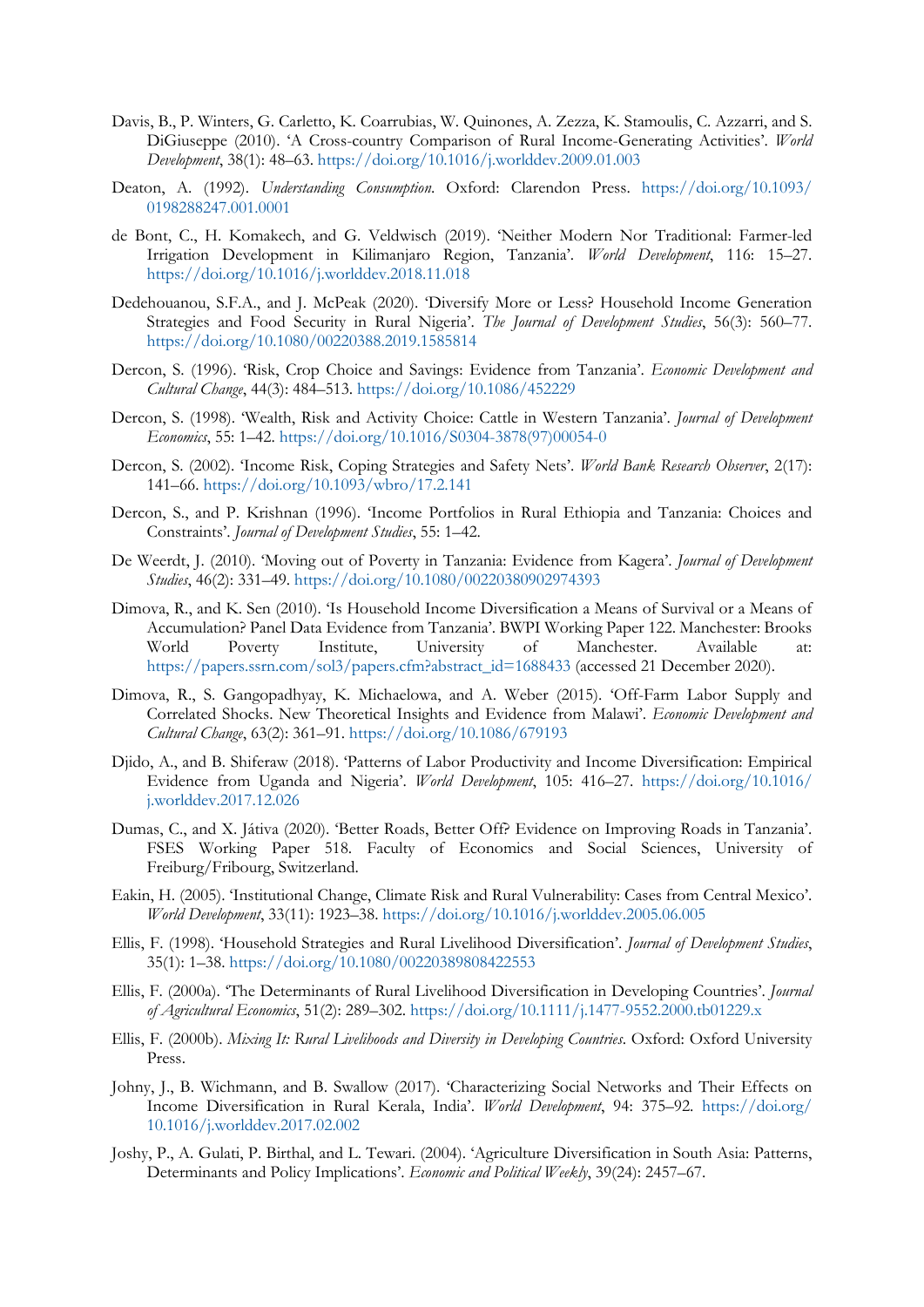Davis, B., P. Winters, G. Carletto, K. Coarrubias, W. Quinones, A. Zezza, K. Stamoulis, C. Azzarri, and S. DiGiuseppe (2010). 'A Cross-country Comparison of Rural Income-Generating Activities'. *World Development*, 38(1): 48–63. https://doi.org/10.1016/j.worlddev.2009.01.003

Deaton, A. (1992). *Understanding Consumption*. Oxford: Clarendon Press. https://doi.org/10.1093/0198288247.001.0001

de Bont, C., H. Komakech, and G. Veldwisch (2019). 'Neither Modern Nor Traditional: Farmer-led Irrigation Development in Kilimanjaro Region, Tanzania'. *World Development*, 116: 15–27. https://doi.org/10.1016/j.worlddev.2018.11.018

Dedehouanou, S.F.A., and J. McPeak (2020). 'Diversify More or Less? Household Income Generation Strategies and Food Security in Rural Nigeria'. *The Journal of Development Studies*, 56(3): 560–77. https://doi.org/10.1080/00220388.2019.1585814

Dercon, S. (1996). 'Risk, Crop Choice and Savings: Evidence from Tanzania'. *Economic Development and Cultural Change*, 44(3): 484–513. https://doi.org/10.1086/452229

Dercon, S. (1998). 'Wealth, Risk and Activity Choice: Cattle in Western Tanzania'. *Journal of Development Economics*, 55: 1–42. https://doi.org/10.1016/S0304-3878(97)00054-0

Dercon, S. (2002). 'Income Risk, Coping Strategies and Safety Nets'. *World Bank Research Observer*, 2(17): 141–66. https://doi.org/10.1093/wbro/17.2.141

Dercon, S., and P. Krishnan (1996). 'Income Portfolios in Rural Ethiopia and Tanzania: Choices and Constraints'. *Journal of Development Studies*, 55: 1–42.

De Weerdt, J. (2010). 'Moving out of Poverty in Tanzania: Evidence from Kagera'. *Journal of Development Studies*, 46(2): 331–49. https://doi.org/10.1080/00220380902974393

Dimova, R., and K. Sen (2010). 'Is Household Income Diversification a Means of Survival or a Means of Accumulation? Panel Data Evidence from Tanzania'. BWPI Working Paper 122. Manchester: Brooks World Poverty Institute, University of Manchester. Available at: https://papers.ssrn.com/sol3/papers.cfm?abstract_id=1688433 (accessed 21 December 2020).

Dimova, R., S. Gangopadhyay, K. Michaelowa, and A. Weber (2015). 'Off-Farm Labor Supply and Correlated Shocks. New Theoretical Insights and Evidence from Malawi'. *Economic Development and Cultural Change*, 63(2): 361–91. https://doi.org/10.1086/679193

Djido, A., and B. Shiferaw (2018). 'Patterns of Labor Productivity and Income Diversification: Empirical Evidence from Uganda and Nigeria'. *World Development*, 105: 416–27. https://doi.org/10.1016/j.worlddev.2017.12.026

Dumas, C., and X. Játiva (2020). 'Better Roads, Better Off? Evidence on Improving Roads in Tanzania'. FSES Working Paper 518. Faculty of Economics and Social Sciences, University of Freiburg/Fribourg, Switzerland.

Eakin, H. (2005). 'Institutional Change, Climate Risk and Rural Vulnerability: Cases from Central Mexico'. *World Development*, 33(11): 1923–38. https://doi.org/10.1016/j.worlddev.2005.06.005

Ellis, F. (1998). 'Household Strategies and Rural Livelihood Diversification'. *Journal of Development Studies*, 35(1): 1–38. https://doi.org/10.1080/00220389808422553

Ellis, F. (2000a). 'The Determinants of Rural Livelihood Diversification in Developing Countries'. *Journal of Agricultural Economics*, 51(2): 289–302. https://doi.org/10.1111/j.1477-9552.2000.tb01229.x

Ellis, F. (2000b). *Mixing It: Rural Livelihoods and Diversity in Developing Countries*. Oxford: Oxford University Press.

Johny, J., B. Wichmann, and B. Swallow (2017). 'Characterizing Social Networks and Their Effects on Income Diversification in Rural Kerala, India'. *World Development*, 94: 375–92. https://doi.org/10.1016/j.worlddev.2017.02.002

Joshy, P., A. Gulati, P. Birthal, and L. Tewari. (2004). 'Agriculture Diversification in South Asia: Patterns, Determinants and Policy Implications'. *Economic and Political Weekly*, 39(24): 2457–67.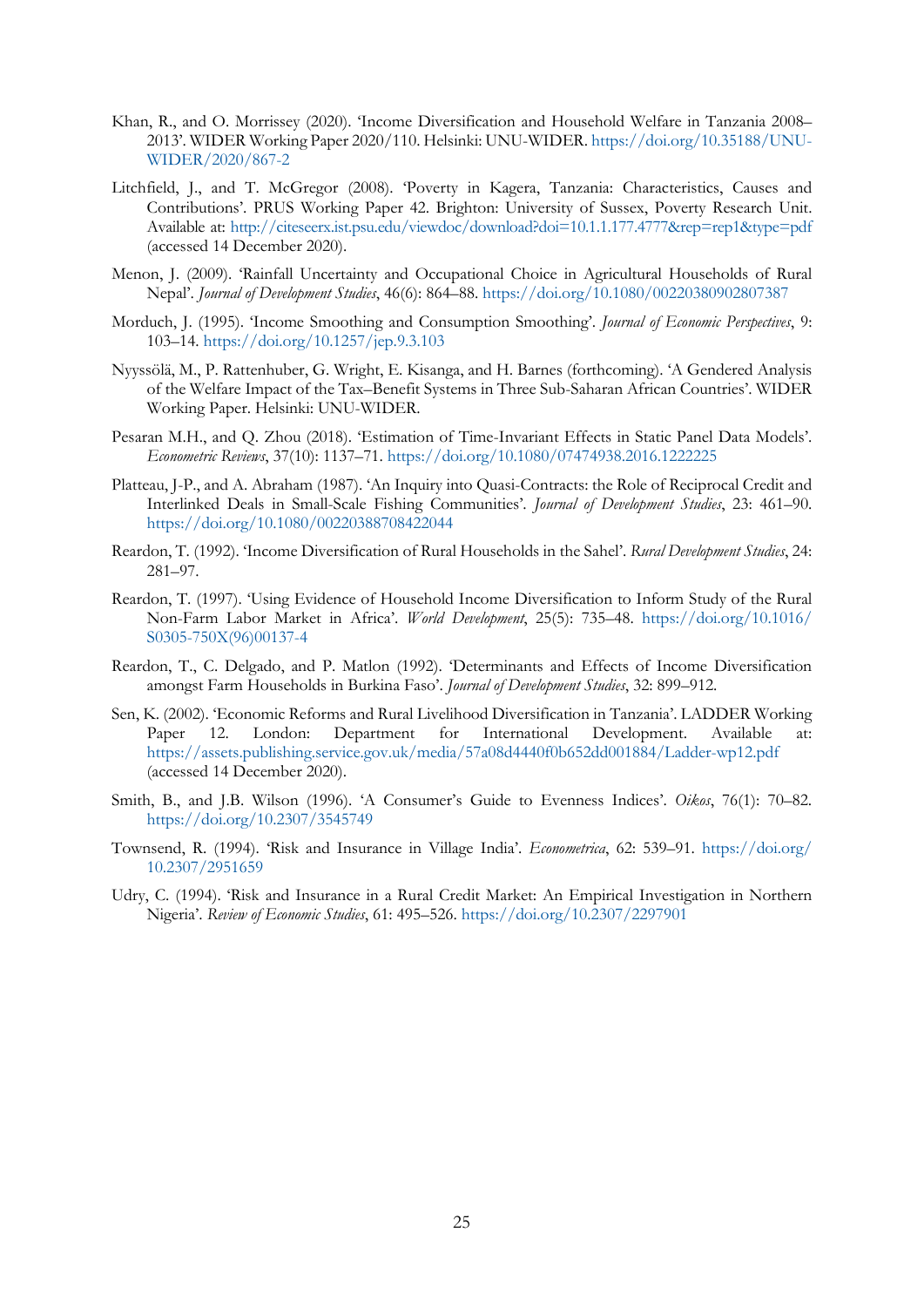Khan, R., and O. Morrissey (2020). 'Income Diversification and Household Welfare in Tanzania 2008–2013'. WIDER Working Paper 2020/110. Helsinki: UNU-WIDER. https://doi.org/10.35188/UNU-WIDER/2020/867-2

Litchfield, J., and T. McGregor (2008). 'Poverty in Kagera, Tanzania: Characteristics, Causes and Contributions'. PRUS Working Paper 42. Brighton: University of Sussex, Poverty Research Unit. Available at: http://citeseerx.ist.psu.edu/viewdoc/download?doi=10.1.1.177.4777&rep=rep1&type=pdf (accessed 14 December 2020).

Menon, J. (2009). 'Rainfall Uncertainty and Occupational Choice in Agricultural Households of Rural Nepal'. *Journal of Development Studies*, 46(6): 864–88. https://doi.org/10.1080/00220380902807387

Morduch, J. (1995). 'Income Smoothing and Consumption Smoothing'. *Journal of Economic Perspectives*, 9: 103–14. https://doi.org/10.1257/jep.9.3.103

Nyyssölä, M., P. Rattenhuber, G. Wright, E. Kisanga, and H. Barnes (forthcoming). 'A Gendered Analysis of the Welfare Impact of the Tax–Benefit Systems in Three Sub-Saharan African Countries'. WIDER Working Paper. Helsinki: UNU-WIDER.

Pesaran M.H., and Q. Zhou (2018). 'Estimation of Time-Invariant Effects in Static Panel Data Models'. *Econometric Reviews*, 37(10): 1137–71. https://doi.org/10.1080/07474938.2016.1222225

Platteau, J-P., and A. Abraham (1987). 'An Inquiry into Quasi-Contracts: the Role of Reciprocal Credit and Interlinked Deals in Small-Scale Fishing Communities'. *Journal of Development Studies*, 23: 461–90. https://doi.org/10.1080/00220388708422044

Reardon, T. (1992). 'Income Diversification of Rural Households in the Sahel'. *Rural Development Studies*, 24: 281–97.

Reardon, T. (1997). 'Using Evidence of Household Income Diversification to Inform Study of the Rural Non-Farm Labor Market in Africa'. *World Development*, 25(5): 735–48. https://doi.org/10.1016/S0305-750X(96)00137-4

Reardon, T., C. Delgado, and P. Matlon (1992). 'Determinants and Effects of Income Diversification amongst Farm Households in Burkina Faso'. *Journal of Development Studies*, 32: 899–912.

Sen, K. (2002). 'Economic Reforms and Rural Livelihood Diversification in Tanzania'. LADDER Working Paper 12. London: Department for International Development. Available at: https://assets.publishing.service.gov.uk/media/57a08d4440f0b652dd001884/Ladder-wp12.pdf (accessed 14 December 2020).

Smith, B., and J.B. Wilson (1996). 'A Consumer's Guide to Evenness Indices'. *Oikos*, 76(1): 70–82. https://doi.org/10.2307/3545749

Townsend, R. (1994). 'Risk and Insurance in Village India'. *Econometrica*, 62: 539–91. https://doi.org/10.2307/2951659

Udry, C. (1994). 'Risk and Insurance in a Rural Credit Market: An Empirical Investigation in Northern Nigeria'. *Review of Economic Studies*, 61: 495–526. https://doi.org/10.2307/2297901